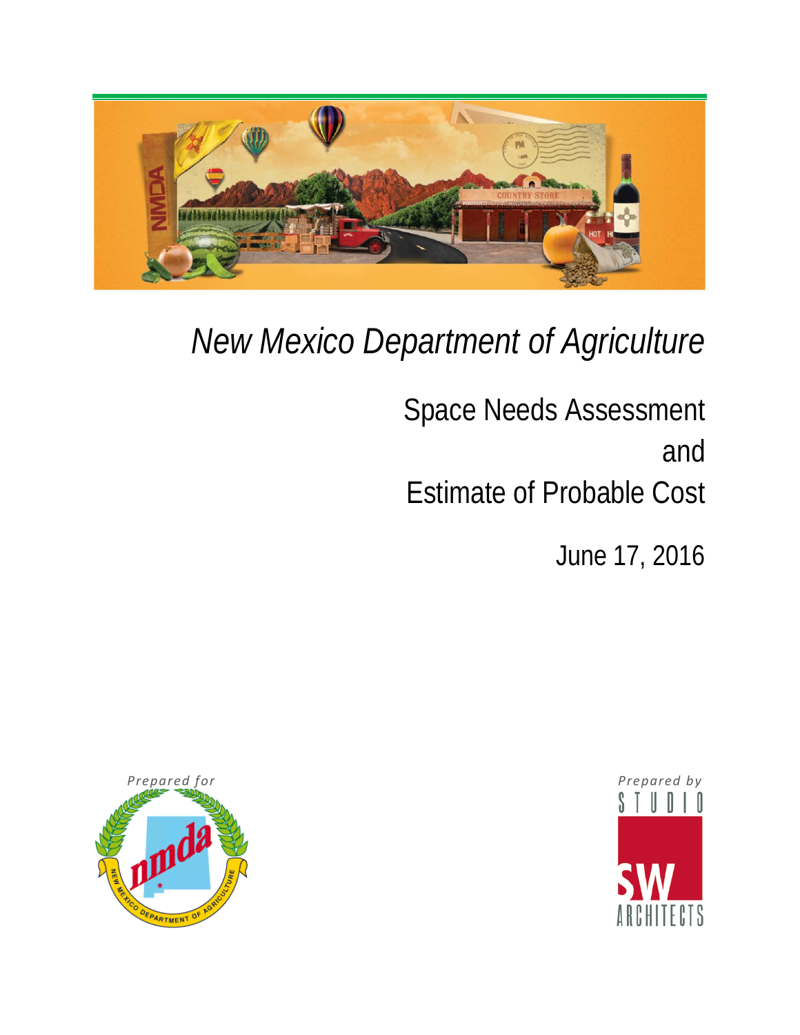# *New Mexico Department of Agriculture*

## Space Needs Assessment
## and
## Estimate of Probable Cost

June 17, 2016

*Prepared for*

*Prepared by*
STUDIO SW ARCHITECTS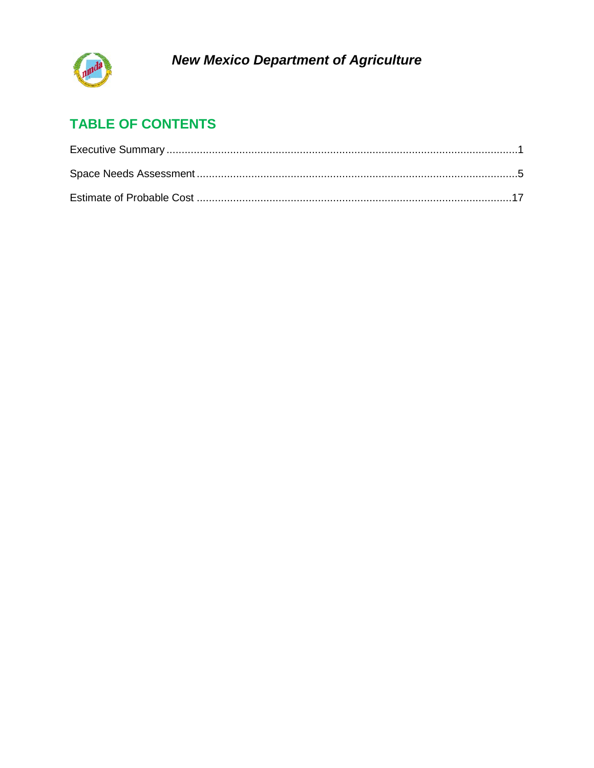*New Mexico Department of Agriculture*

## TABLE OF CONTENTS

Executive Summary ....................................................................................................................1

Space Needs Assessment ..........................................................................................................5

Estimate of Probable Cost .......................................................................................................17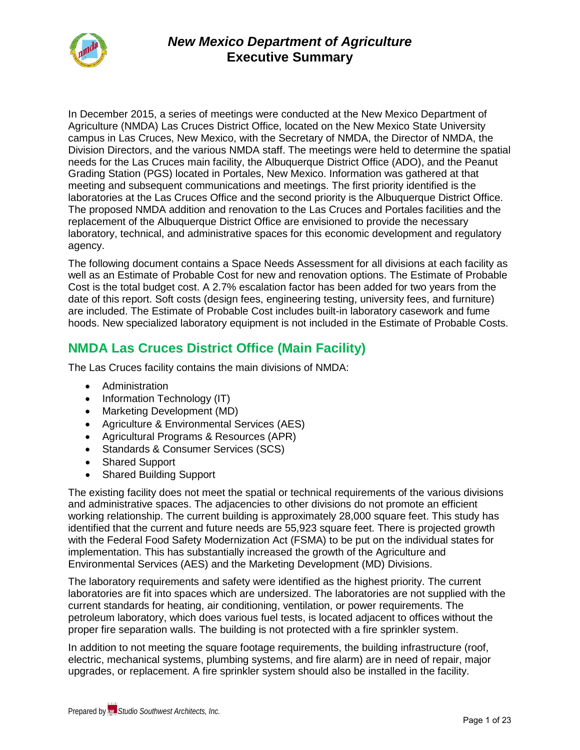# *New Mexico Department of Agriculture*
# Executive Summary

In December 2015, a series of meetings were conducted at the New Mexico Department of Agriculture (NMDA) Las Cruces District Office, located on the New Mexico State University campus in Las Cruces, New Mexico, with the Secretary of NMDA, the Director of NMDA, the Division Directors, and the various NMDA staff. The meetings were held to determine the spatial needs for the Las Cruces main facility, the Albuquerque District Office (ADO), and the Peanut Grading Station (PGS) located in Portales, New Mexico. Information was gathered at that meeting and subsequent communications and meetings. The first priority identified is the laboratories at the Las Cruces Office and the second priority is the Albuquerque District Office. The proposed NMDA addition and renovation to the Las Cruces and Portales facilities and the replacement of the Albuquerque District Office are envisioned to provide the necessary laboratory, technical, and administrative spaces for this economic development and regulatory agency.

The following document contains a Space Needs Assessment for all divisions at each facility as well as an Estimate of Probable Cost for new and renovation options. The Estimate of Probable Cost is the total budget cost. A 2.7% escalation factor has been added for two years from the date of this report. Soft costs (design fees, engineering testing, university fees, and furniture) are included. The Estimate of Probable Cost includes built-in laboratory casework and fume hoods. New specialized laboratory equipment is not included in the Estimate of Probable Costs.

## NMDA Las Cruces District Office (Main Facility)

The Las Cruces facility contains the main divisions of NMDA:

- Administration
- Information Technology (IT)
- Marketing Development (MD)
- Agriculture & Environmental Services (AES)
- Agricultural Programs & Resources (APR)
- Standards & Consumer Services (SCS)
- Shared Support
- Shared Building Support

The existing facility does not meet the spatial or technical requirements of the various divisions and administrative spaces. The adjacencies to other divisions do not promote an efficient working relationship. The current building is approximately 28,000 square feet. This study has identified that the current and future needs are 55,923 square feet. There is projected growth with the Federal Food Safety Modernization Act (FSMA) to be put on the individual states for implementation. This has substantially increased the growth of the Agriculture and Environmental Services (AES) and the Marketing Development (MD) Divisions.

The laboratory requirements and safety were identified as the highest priority. The current laboratories are fit into spaces which are undersized. The laboratories are not supplied with the current standards for heating, air conditioning, ventilation, or power requirements. The petroleum laboratory, which does various fuel tests, is located adjacent to offices without the proper fire separation walls. The building is not protected with a fire sprinkler system.

In addition to not meeting the square footage requirements, the building infrastructure (roof, electric, mechanical systems, plumbing systems, and fire alarm) are in need of repair, major upgrades, or replacement. A fire sprinkler system should also be installed in the facility.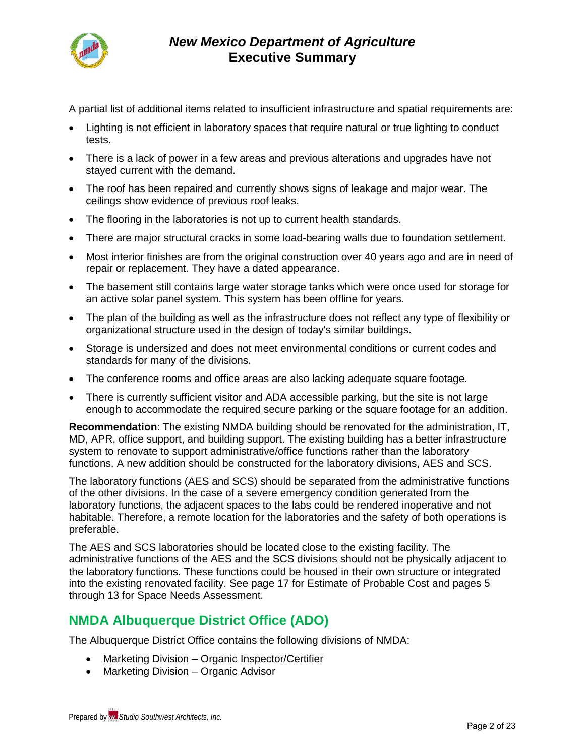A partial list of additional items related to insufficient infrastructure and spatial requirements are:

- Lighting is not efficient in laboratory spaces that require natural or true lighting to conduct tests.
- There is a lack of power in a few areas and previous alterations and upgrades have not stayed current with the demand.
- The roof has been repaired and currently shows signs of leakage and major wear. The ceilings show evidence of previous roof leaks.
- The flooring in the laboratories is not up to current health standards.
- There are major structural cracks in some load-bearing walls due to foundation settlement.
- Most interior finishes are from the original construction over 40 years ago and are in need of repair or replacement. They have a dated appearance.
- The basement still contains large water storage tanks which were once used for storage for an active solar panel system. This system has been offline for years.
- The plan of the building as well as the infrastructure does not reflect any type of flexibility or organizational structure used in the design of today's similar buildings.
- Storage is undersized and does not meet environmental conditions or current codes and standards for many of the divisions.
- The conference rooms and office areas are also lacking adequate square footage.
- There is currently sufficient visitor and ADA accessible parking, but the site is not large enough to accommodate the required secure parking or the square footage for an addition.

**Recommendation**: The existing NMDA building should be renovated for the administration, IT, MD, APR, office support, and building support. The existing building has a better infrastructure system to renovate to support administrative/office functions rather than the laboratory functions. A new addition should be constructed for the laboratory divisions, AES and SCS.

The laboratory functions (AES and SCS) should be separated from the administrative functions of the other divisions. In the case of a severe emergency condition generated from the laboratory functions, the adjacent spaces to the labs could be rendered inoperative and not habitable. Therefore, a remote location for the laboratories and the safety of both operations is preferable.

The AES and SCS laboratories should be located close to the existing facility. The administrative functions of the AES and the SCS divisions should not be physically adjacent to the laboratory functions. These functions could be housed in their own structure or integrated into the existing renovated facility. See page 17 for Estimate of Probable Cost and pages 5 through 13 for Space Needs Assessment.

## NMDA Albuquerque District Office (ADO)

The Albuquerque District Office contains the following divisions of NMDA:

- Marketing Division – Organic Inspector/Certifier
- Marketing Division – Organic Advisor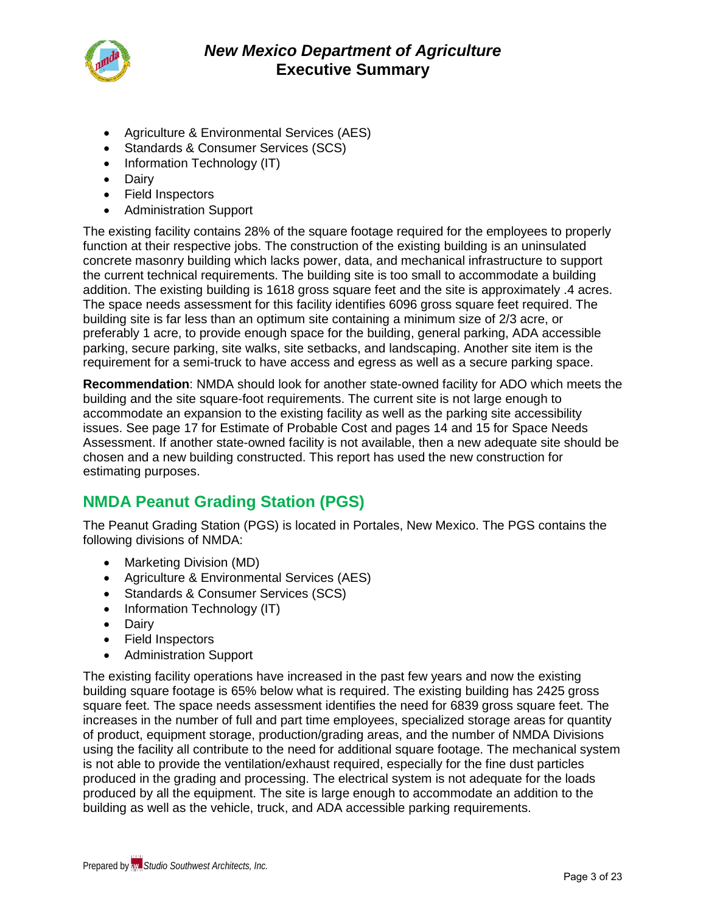- Agriculture & Environmental Services (AES)
- Standards & Consumer Services (SCS)
- Information Technology (IT)
- Dairy
- Field Inspectors
- Administration Support

The existing facility contains 28% of the square footage required for the employees to properly function at their respective jobs. The construction of the existing building is an uninsulated concrete masonry building which lacks power, data, and mechanical infrastructure to support the current technical requirements. The building site is too small to accommodate a building addition. The existing building is 1618 gross square feet and the site is approximately .4 acres. The space needs assessment for this facility identifies 6096 gross square feet required. The building site is far less than an optimum site containing a minimum size of 2/3 acre, or preferably 1 acre, to provide enough space for the building, general parking, ADA accessible parking, secure parking, site walks, site setbacks, and landscaping. Another site item is the requirement for a semi-truck to have access and egress as well as a secure parking space.

**Recommendation**: NMDA should look for another state-owned facility for ADO which meets the building and the site square-foot requirements. The current site is not large enough to accommodate an expansion to the existing facility as well as the parking site accessibility issues. See page 17 for Estimate of Probable Cost and pages 14 and 15 for Space Needs Assessment. If another state-owned facility is not available, then a new adequate site should be chosen and a new building constructed. This report has used the new construction for estimating purposes.

## NMDA Peanut Grading Station (PGS)

The Peanut Grading Station (PGS) is located in Portales, New Mexico. The PGS contains the following divisions of NMDA:

- Marketing Division (MD)
- Agriculture & Environmental Services (AES)
- Standards & Consumer Services (SCS)
- Information Technology (IT)
- Dairy
- Field Inspectors
- Administration Support

The existing facility operations have increased in the past few years and now the existing building square footage is 65% below what is required. The existing building has 2425 gross square feet. The space needs assessment identifies the need for 6839 gross square feet. The increases in the number of full and part time employees, specialized storage areas for quantity of product, equipment storage, production/grading areas, and the number of NMDA Divisions using the facility all contribute to the need for additional square footage. The mechanical system is not able to provide the ventilation/exhaust required, especially for the fine dust particles produced in the grading and processing. The electrical system is not adequate for the loads produced by all the equipment. The site is large enough to accommodate an addition to the building as well as the vehicle, truck, and ADA accessible parking requirements.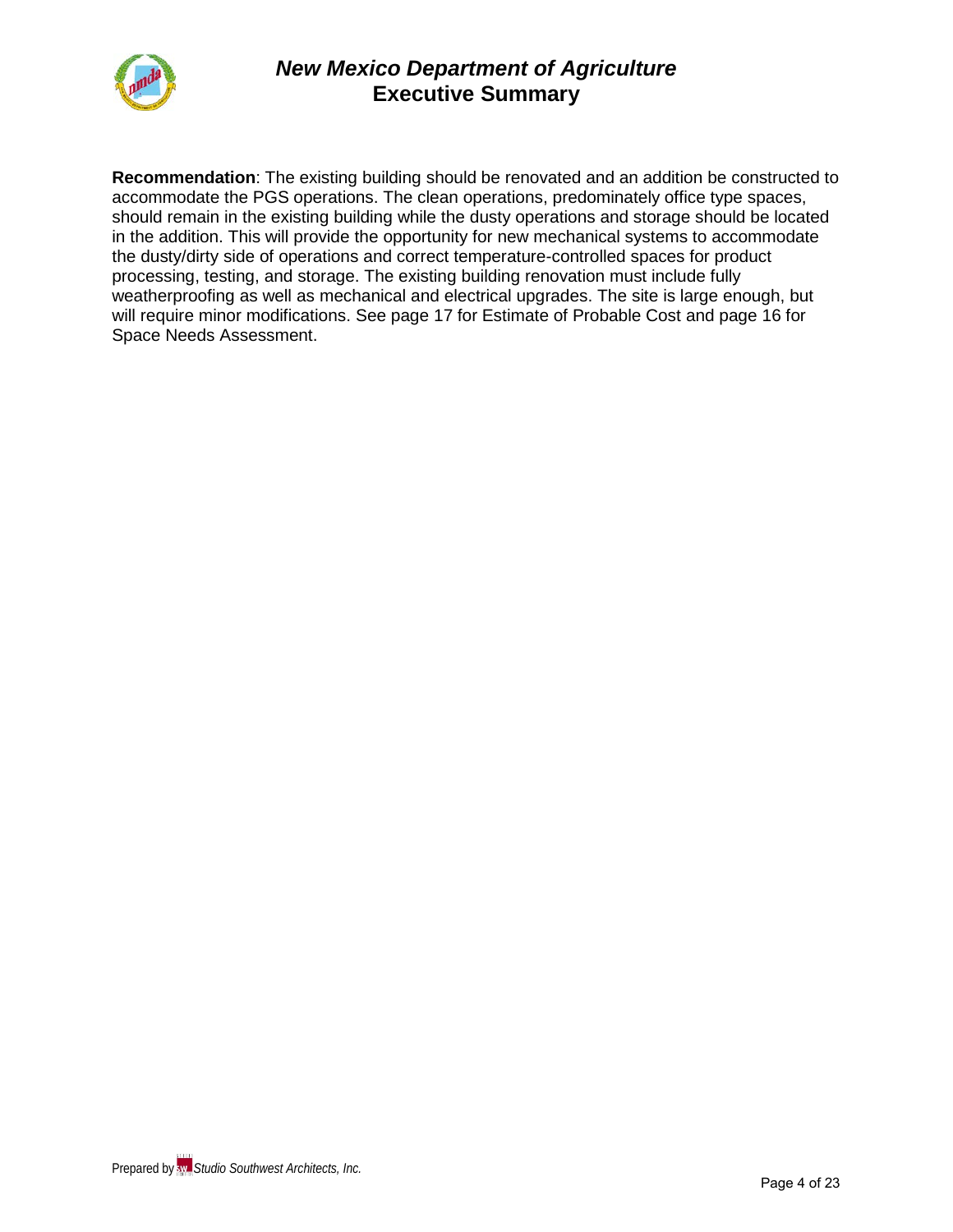**Recommendation**: The existing building should be renovated and an addition be constructed to accommodate the PGS operations. The clean operations, predominately office type spaces, should remain in the existing building while the dusty operations and storage should be located in the addition. This will provide the opportunity for new mechanical systems to accommodate the dusty/dirty side of operations and correct temperature-controlled spaces for product processing, testing, and storage. The existing building renovation must include fully weatherproofing as well as mechanical and electrical upgrades. The site is large enough, but will require minor modifications. See page 17 for Estimate of Probable Cost and page 16 for Space Needs Assessment.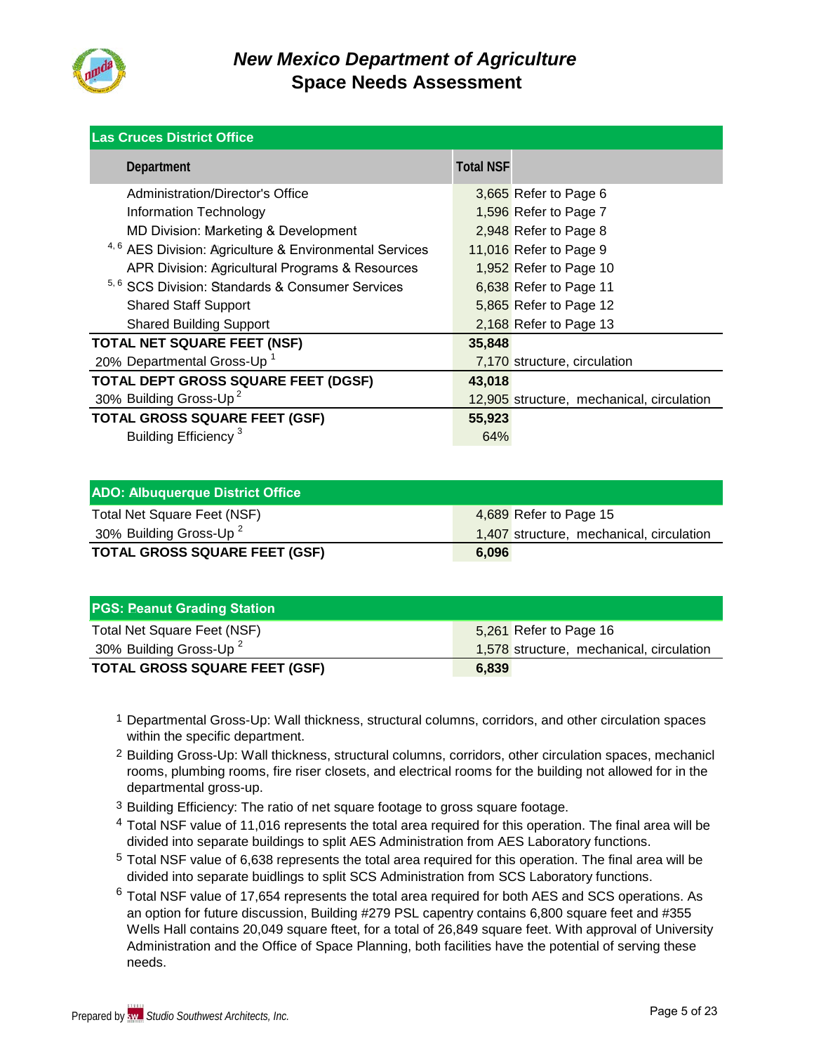# *New Mexico Department of Agriculture*
# Space Needs Assessment

| Las Cruces District Office | | |
|---|---|---|
| **Department** | **Total NSF** | |
| Administration/Director's Office | 3,665 | Refer to Page 6 |
| Information Technology | 1,596 | Refer to Page 7 |
| MD Division: Marketing & Development | 2,948 | Refer to Page 8 |
| [4, 6] AES Division: Agriculture & Environmental Services | 11,016 | Refer to Page 9 |
| APR Division: Agricultural Programs & Resources | 1,952 | Refer to Page 10 |
| [5, 6] SCS Division: Standards & Consumer Services | 6,638 | Refer to Page 11 |
| Shared Staff Support | 5,865 | Refer to Page 12 |
| Shared Building Support | 2,168 | Refer to Page 13 |
| **TOTAL NET SQUARE FEET (NSF)** | **35,848** | |
| 20% Departmental Gross-Up [1] | 7,170 | structure, circulation |
| **TOTAL DEPT GROSS SQUARE FEET (DGSF)** | **43,018** | |
| 30% Building Gross-Up [2] | 12,905 | structure, mechanical, circulation |
| **TOTAL GROSS SQUARE FEET (GSF)** | **55,923** | |
| Building Efficiency [3] | 64% | |

| ADO: Albuquerque District Office | | |
|---|---|---|
| Total Net Square Feet (NSF) | 4,689 | Refer to Page 15 |
| 30% Building Gross-Up [2] | 1,407 | structure, mechanical, circulation |
| **TOTAL GROSS SQUARE FEET (GSF)** | **6,096** | |

| PGS: Peanut Grading Station | | |
|---|---|---|
| Total Net Square Feet (NSF) | 5,261 | Refer to Page 16 |
| 30% Building Gross-Up [2] | 1,578 | structure, mechanical, circulation |
| **TOTAL GROSS SQUARE FEET (GSF)** | **6,839** | |

1 Departmental Gross-Up: Wall thickness, structural columns, corridors, and other circulation spaces within the specific department.

2 Building Gross-Up: Wall thickness, structural columns, corridors, other circulation spaces, mechanicl rooms, plumbing rooms, fire riser closets, and electrical rooms for the building not allowed for in the departmental gross-up.

3 Building Efficiency: The ratio of net square footage to gross square footage.

4 Total NSF value of 11,016 represents the total area required for this operation. The final area will be divided into separate buildings to split AES Administration from AES Laboratory functions.

5 Total NSF value of 6,638 represents the total area required for this operation. The final area will be divided into separate buidlings to split SCS Administration from SCS Laboratory functions.

6 Total NSF value of 17,654 represents the total area required for both AES and SCS operations. As an option for future discussion, Building #279 PSL capentry contains 6,800 square feet and #355 Wells Hall contains 20,049 square fteet, for a total of 26,849 square feet. With approval of University Administration and the Office of Space Planning, both facilities have the potential of serving these needs.

Prepared by *Studio Southwest Architects, Inc.*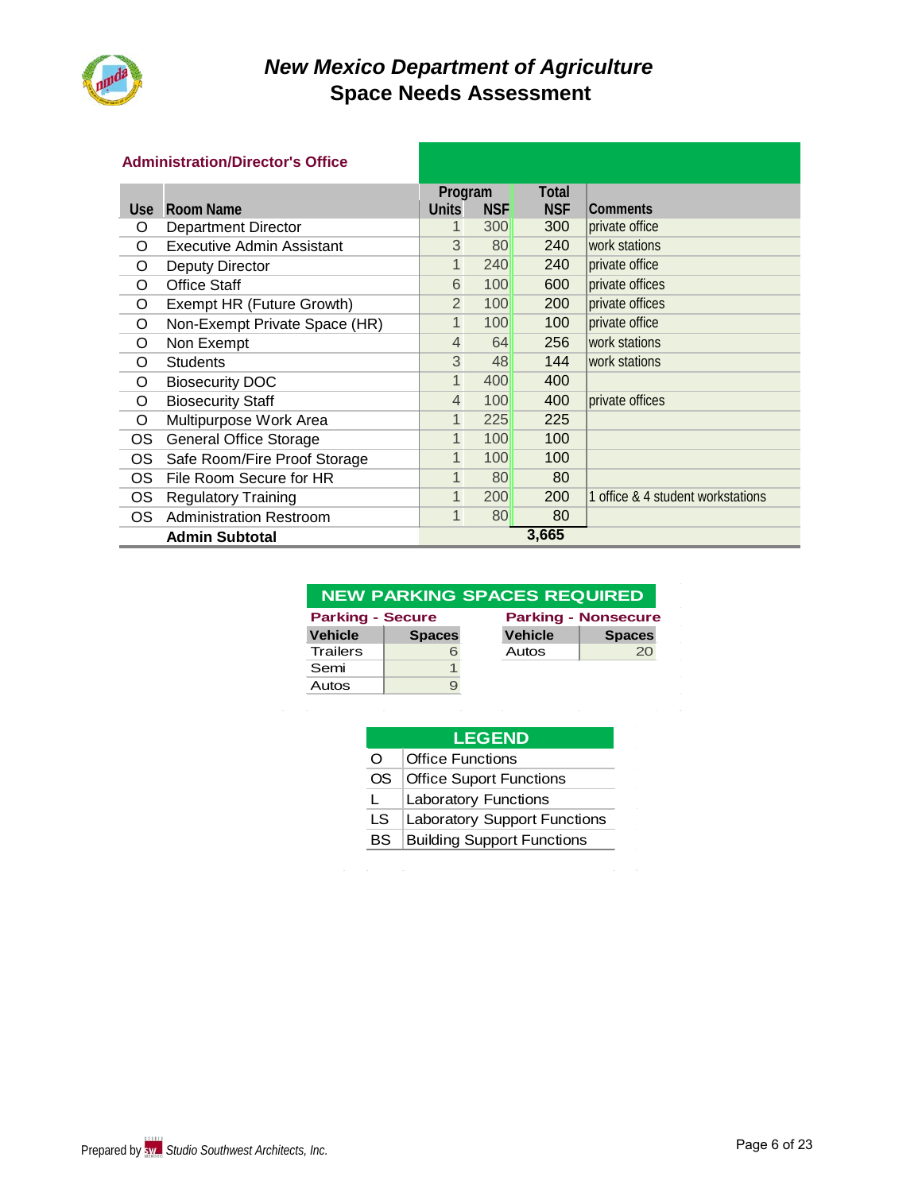# New Mexico Department of Agriculture
## Space Needs Assessment

### Administration/Director's Office

| Use | Room Name | Program Units | Program NSF | Total NSF | Comments |
|---|---|---|---|---|---|
| O | Department Director | 1 | 300 | 300 | private office |
| O | Executive Admin Assistant | 3 | 80 | 240 | work stations |
| O | Deputy Director | 1 | 240 | 240 | private office |
| O | Office Staff | 6 | 100 | 600 | private offices |
| O | Exempt HR (Future Growth) | 2 | 100 | 200 | private offices |
| O | Non-Exempt Private Space (HR) | 1 | 100 | 100 | private office |
| O | Non Exempt | 4 | 64 | 256 | work stations |
| O | Students | 3 | 48 | 144 | work stations |
| O | Biosecurity DOC | 1 | 400 | 400 | |
| O | Biosecurity Staff | 4 | 100 | 400 | private offices |
| O | Multipurpose Work Area | 1 | 225 | 225 | |
| OS | General Office Storage | 1 | 100 | 100 | |
| OS | Safe Room/Fire Proof Storage | 1 | 100 | 100 | |
| OS | File Room Secure for HR | 1 | 80 | 80 | |
| OS | Regulatory Training | 1 | 200 | 200 | 1 office & 4 student workstations |
| OS | Administration Restroom | 1 | 80 | 80 | |
| | **Admin Subtotal** | | | **3,665** | |

### NEW PARKING SPACES REQUIRED

**Parking - Secure**

| Vehicle | Spaces |
|---|---|
| Trailers | 6 |
| Semi | 1 |
| Autos | 9 |

**Parking - Nonsecure**

| Vehicle | Spaces |
|---|---|
| Autos | 20 |

### LEGEND

| | |
|---|---|
| O | Office Functions |
| OS | Office Suport Functions |
| L | Laboratory Functions |
| LS | Laboratory Support Functions |
| BS | Building Support Functions |

Prepared by *Studio Southwest Architects, Inc.*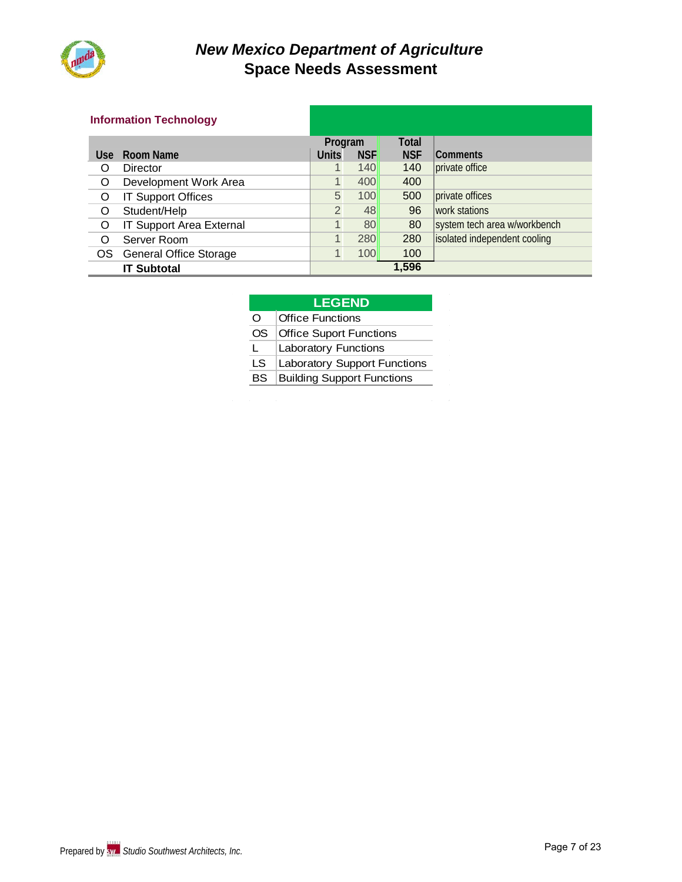# *New Mexico Department of Agriculture*
## Space Needs Assessment

### Information Technology

| Use | Room Name | Program Units | Program NSF | Total NSF | Comments |
|---|---|---|---|---|---|
| O | Director | 1 | 140 | 140 | private office |
| O | Development Work Area | 1 | 400 | 400 | |
| O | IT Support Offices | 5 | 100 | 500 | private offices |
| O | Student/Help | 2 | 48 | 96 | work stations |
| O | IT Support Area External | 1 | 80 | 80 | system tech area w/workbench |
| O | Server Room | 1 | 280 | 280 | isolated independent cooling |
| OS | General Office Storage | 1 | 100 | 100 | |
| | **IT Subtotal** | | | **1,596** | |

| LEGEND | |
|---|---|
| O | Office Functions |
| OS | Office Suport Functions |
| L | Laboratory Functions |
| LS | Laboratory Support Functions |
| BS | Building Support Functions |

Prepared by *Studio Southwest Architects, Inc.*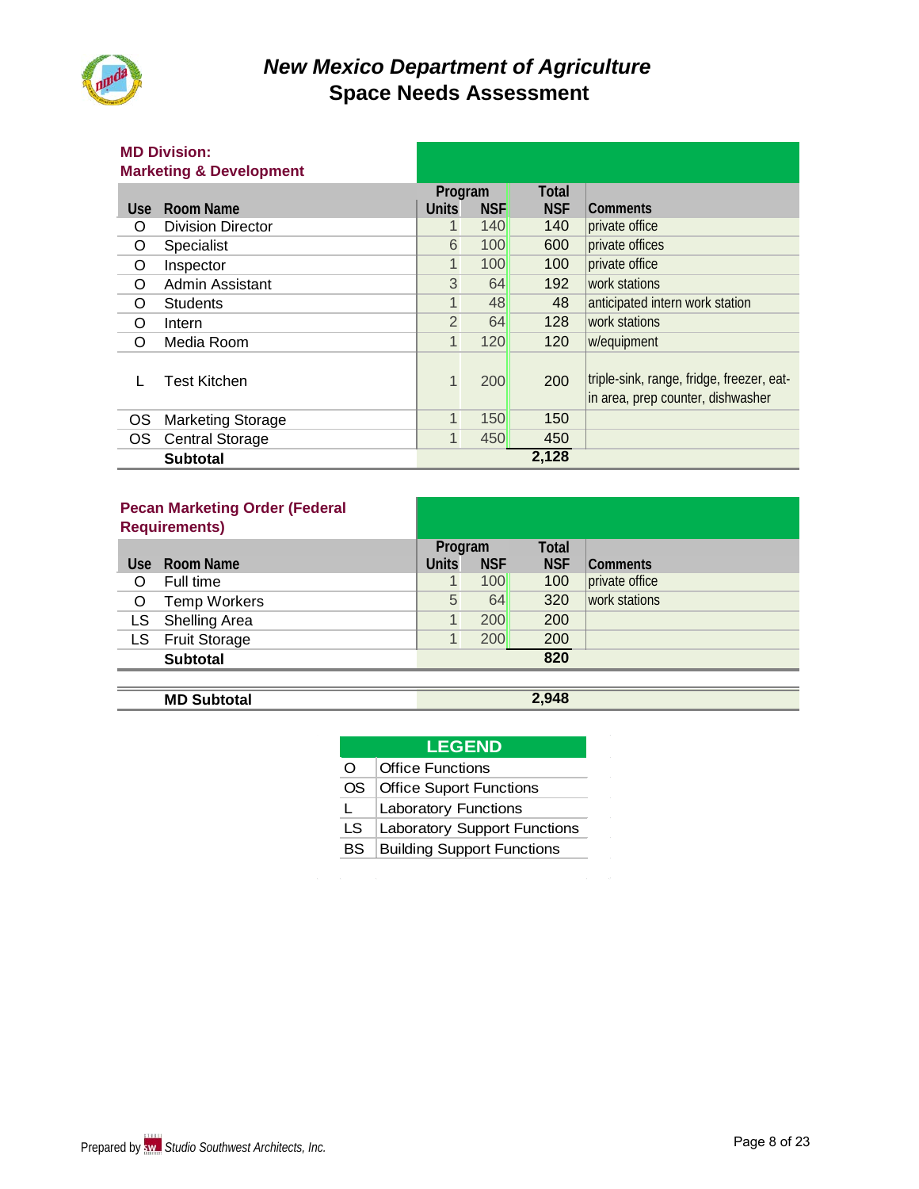# New Mexico Department of Agriculture
## Space Needs Assessment

### MD Division: Marketing & Development

| Use | Room Name | Program Units | Program NSF | Total NSF | Comments |
|---|---|---|---|---|---|
| O | Division Director | 1 | 140 | 140 | private office |
| O | Specialist | 6 | 100 | 600 | private offices |
| O | Inspector | 1 | 100 | 100 | private office |
| O | Admin Assistant | 3 | 64 | 192 | work stations |
| O | Students | 1 | 48 | 48 | anticipated intern work station |
| O | Intern | 2 | 64 | 128 | work stations |
| O | Media Room | 1 | 120 | 120 | w/equipment |
| L | Test Kitchen | 1 | 200 | 200 | triple-sink, range, fridge, freezer, eat-in area, prep counter, dishwasher |
| OS | Marketing Storage | 1 | 150 | 150 | |
| OS | Central Storage | 1 | 450 | 450 | |
| | **Subtotal** | | | **2,128** | |

### Pecan Marketing Order (Federal Requirements)

| Use | Room Name | Program Units | Program NSF | Total NSF | Comments |
|---|---|---|---|---|---|
| O | Full time | 1 | 100 | 100 | private office |
| O | Temp Workers | 5 | 64 | 320 | work stations |
| LS | Shelling Area | 1 | 200 | 200 | |
| LS | Fruit Storage | 1 | 200 | 200 | |
| | **Subtotal** | | | **820** | |

| | | Total NSF |
|---|---|---|
| | **MD Subtotal** | **2,948** |

| LEGEND | |
|---|---|
| O | Office Functions |
| OS | Office Suport Functions |
| L | Laboratory Functions |
| LS | Laboratory Support Functions |
| BS | Building Support Functions |

Prepared by *Studio Southwest Architects, Inc.*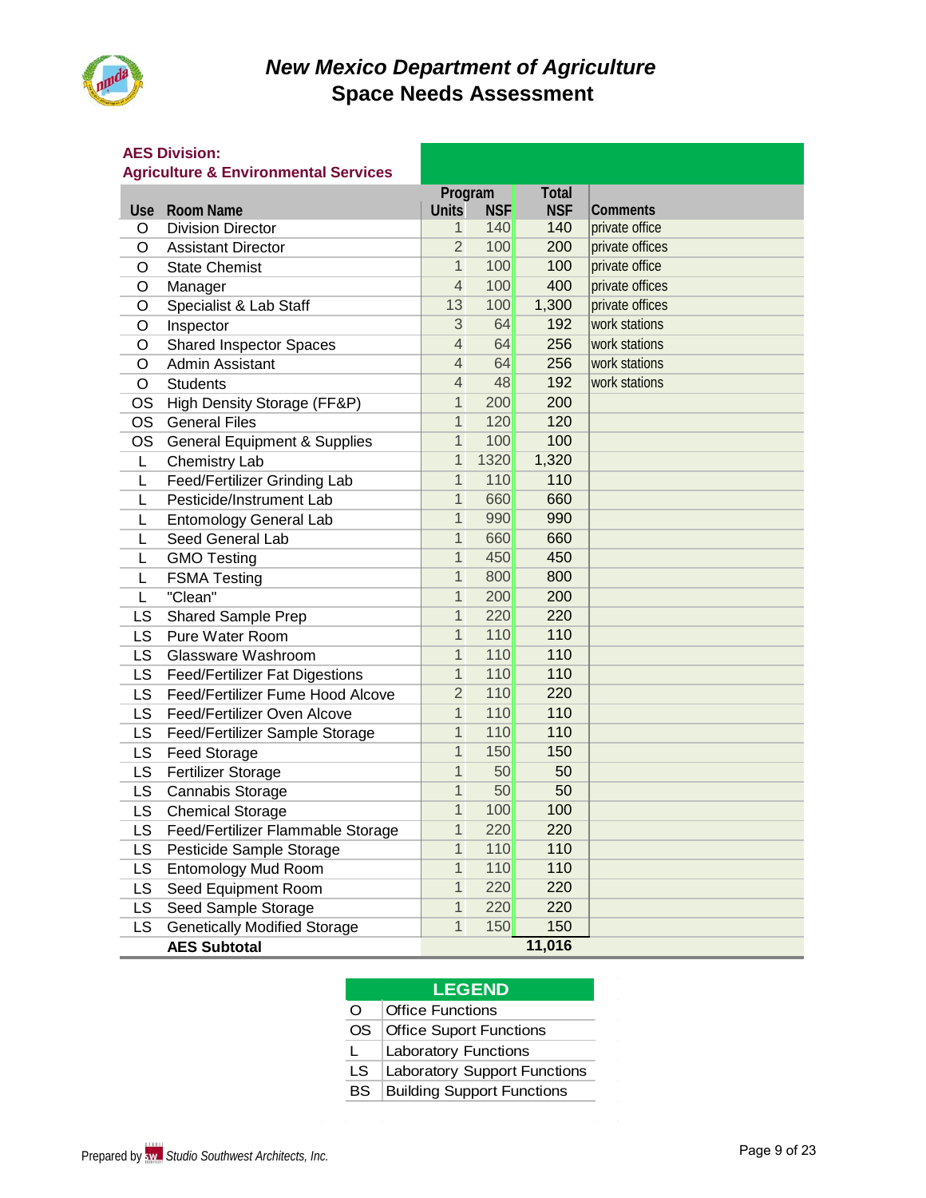# New Mexico Department of Agriculture
## Space Needs Assessment

**AES Division:**
**Agriculture & Environmental Services**

| Use | Room Name | Program Units | Program NSF | Total NSF | Comments |
|---|---|---|---|---|---|
| O | Division Director | 1 | 140 | 140 | private office |
| O | Assistant Director | 2 | 100 | 200 | private offices |
| O | State Chemist | 1 | 100 | 100 | private office |
| O | Manager | 4 | 100 | 400 | private offices |
| O | Specialist & Lab Staff | 13 | 100 | 1,300 | private offices |
| O | Inspector | 3 | 64 | 192 | work stations |
| O | Shared Inspector Spaces | 4 | 64 | 256 | work stations |
| O | Admin Assistant | 4 | 64 | 256 | work stations |
| O | Students | 4 | 48 | 192 | work stations |
| OS | High Density Storage (FF&P) | 1 | 200 | 200 | |
| OS | General Files | 1 | 120 | 120 | |
| OS | General Equipment & Supplies | 1 | 100 | 100 | |
| L | Chemistry Lab | 1 | 1320 | 1,320 | |
| L | Feed/Fertilizer Grinding Lab | 1 | 110 | 110 | |
| L | Pesticide/Instrument Lab | 1 | 660 | 660 | |
| L | Entomology General Lab | 1 | 990 | 990 | |
| L | Seed General Lab | 1 | 660 | 660 | |
| L | GMO Testing | 1 | 450 | 450 | |
| L | FSMA Testing | 1 | 800 | 800 | |
| L | "Clean" | 1 | 200 | 200 | |
| LS | Shared Sample Prep | 1 | 220 | 220 | |
| LS | Pure Water Room | 1 | 110 | 110 | |
| LS | Glassware Washroom | 1 | 110 | 110 | |
| LS | Feed/Fertilizer Fat Digestions | 1 | 110 | 110 | |
| LS | Feed/Fertilizer Fume Hood Alcove | 2 | 110 | 220 | |
| LS | Feed/Fertilizer Oven Alcove | 1 | 110 | 110 | |
| LS | Feed/Fertilizer Sample Storage | 1 | 110 | 110 | |
| LS | Feed Storage | 1 | 150 | 150 | |
| LS | Fertilizer Storage | 1 | 50 | 50 | |
| LS | Cannabis Storage | 1 | 50 | 50 | |
| LS | Chemical Storage | 1 | 100 | 100 | |
| LS | Feed/Fertilizer Flammable Storage | 1 | 220 | 220 | |
| LS | Pesticide Sample Storage | 1 | 110 | 110 | |
| LS | Entomology Mud Room | 1 | 110 | 110 | |
| LS | Seed Equipment Room | 1 | 220 | 220 | |
| LS | Seed Sample Storage | 1 | 220 | 220 | |
| LS | Genetically Modified Storage | 1 | 150 | 150 | |
| | **AES Subtotal** | | | **11,016** | |

| LEGEND | |
|---|---|
| O | Office Functions |
| OS | Office Suport Functions |
| L | Laboratory Functions |
| LS | Laboratory Support Functions |
| BS | Building Support Functions |

Prepared by *Studio Southwest Architects, Inc.*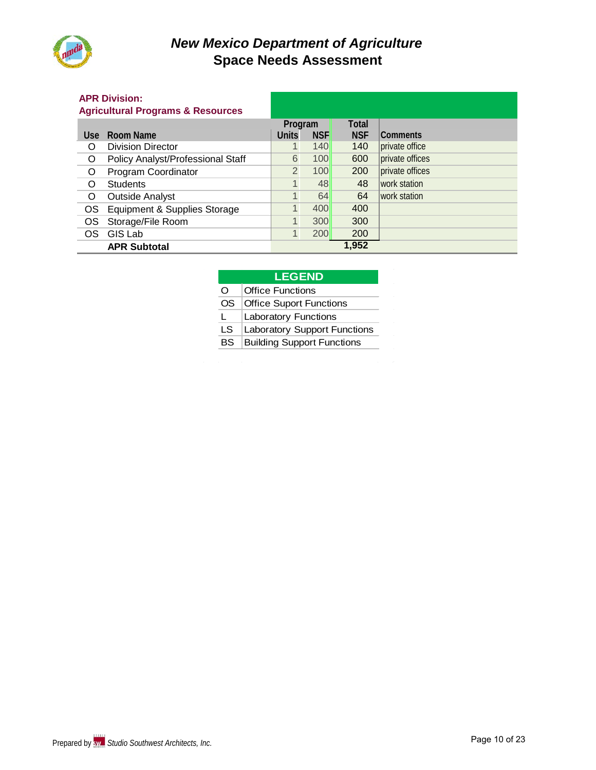# New Mexico Department of Agriculture
## Space Needs Assessment

### APR Division:
### Agricultural Programs & Resources

| Use | Room Name | Program Units | Program NSF | Total NSF | Comments |
|---|---|---|---|---|---|
| O | Division Director | 1 | 140 | 140 | private office |
| O | Policy Analyst/Professional Staff | 6 | 100 | 600 | private offices |
| O | Program Coordinator | 2 | 100 | 200 | private offices |
| O | Students | 1 | 48 | 48 | work station |
| O | Outside Analyst | 1 | 64 | 64 | work station |
| OS | Equipment & Supplies Storage | 1 | 400 | 400 | |
| OS | Storage/File Room | 1 | 300 | 300 | |
| OS | GIS Lab | 1 | 200 | 200 | |
| | **APR Subtotal** | | | **1,952** | |

| LEGEND | |
|---|---|
| O | Office Functions |
| OS | Office Suport Functions |
| L | Laboratory Functions |
| LS | Laboratory Support Functions |
| BS | Building Support Functions |

Prepared by *Studio Southwest Architects, Inc.*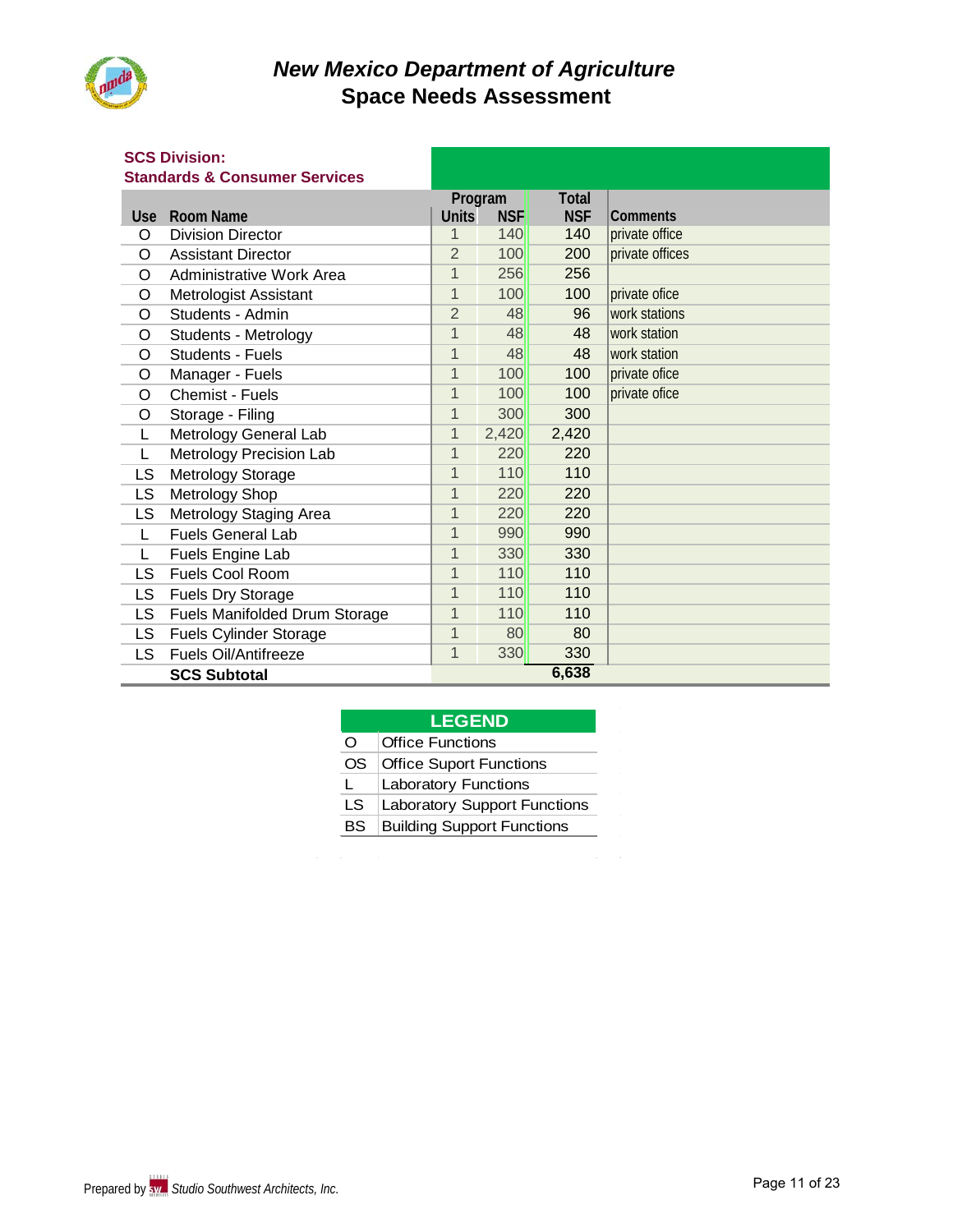# New Mexico Department of Agriculture
## Space Needs Assessment

**SCS Division:**
**Standards & Consumer Services**

| Use | Room Name | Program Units | Program NSF | Total NSF | Comments |
|---|---|---|---|---|---|
| O | Division Director | 1 | 140 | 140 | private office |
| O | Assistant Director | 2 | 100 | 200 | private offices |
| O | Administrative Work Area | 1 | 256 | 256 | |
| O | Metrologist Assistant | 1 | 100 | 100 | private ofice |
| O | Students - Admin | 2 | 48 | 96 | work stations |
| O | Students - Metrology | 1 | 48 | 48 | work station |
| O | Students - Fuels | 1 | 48 | 48 | work station |
| O | Manager - Fuels | 1 | 100 | 100 | private ofice |
| O | Chemist - Fuels | 1 | 100 | 100 | private ofice |
| O | Storage - Filing | 1 | 300 | 300 | |
| L | Metrology General Lab | 1 | 2,420 | 2,420 | |
| L | Metrology Precision Lab | 1 | 220 | 220 | |
| LS | Metrology Storage | 1 | 110 | 110 | |
| LS | Metrology Shop | 1 | 220 | 220 | |
| LS | Metrology Staging Area | 1 | 220 | 220 | |
| L | Fuels General Lab | 1 | 990 | 990 | |
| L | Fuels Engine Lab | 1 | 330 | 330 | |
| LS | Fuels Cool Room | 1 | 110 | 110 | |
| LS | Fuels Dry Storage | 1 | 110 | 110 | |
| LS | Fuels Manifolded Drum Storage | 1 | 110 | 110 | |
| LS | Fuels Cylinder Storage | 1 | 80 | 80 | |
| LS | Fuels Oil/Antifreeze | 1 | 330 | 330 | |
| | **SCS Subtotal** | | | **6,638** | |

| LEGEND | |
|---|---|
| O | Office Functions |
| OS | Office Suport Functions |
| L | Laboratory Functions |
| LS | Laboratory Support Functions |
| BS | Building Support Functions |

Prepared by *Studio Southwest Architects, Inc.*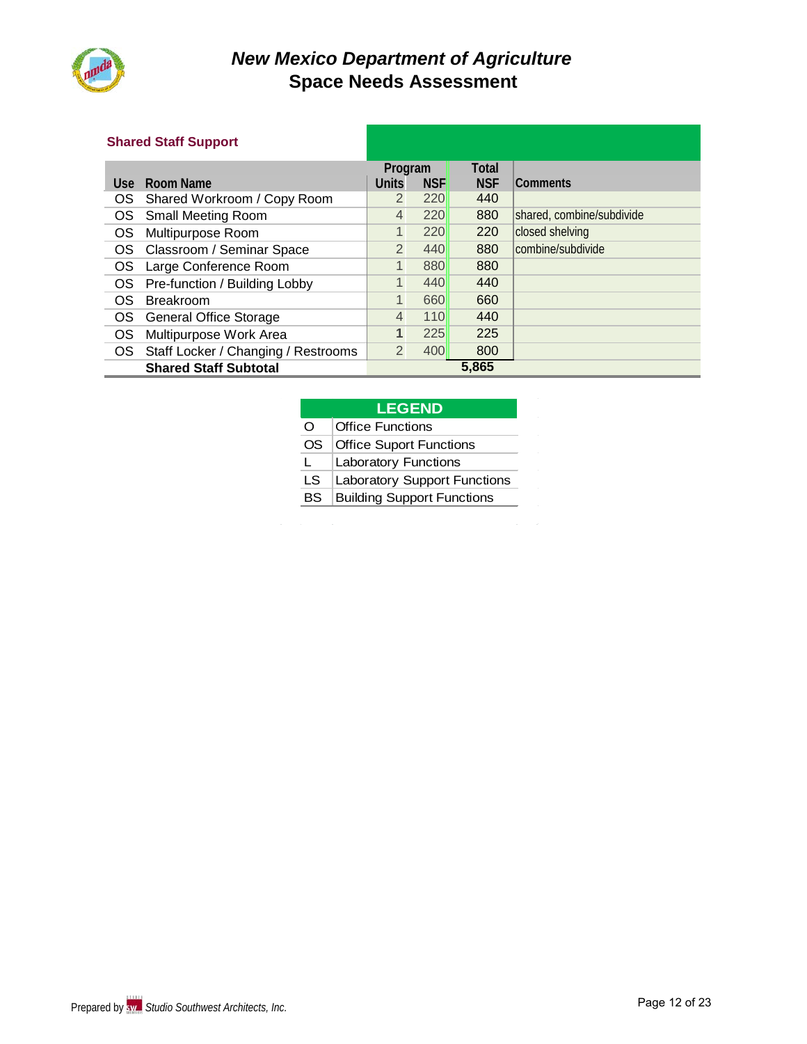# New Mexico Department of Agriculture
## Space Needs Assessment

### Shared Staff Support

| Use | Room Name | Program Units | Program NSF | Total NSF | Comments |
|---|---|---|---|---|---|
| OS | Shared Workroom / Copy Room | 2 | 220 | 440 | |
| OS | Small Meeting Room | 4 | 220 | 880 | shared, combine/subdivide |
| OS | Multipurpose Room | 1 | 220 | 220 | closed shelving |
| OS | Classroom / Seminar Space | 2 | 440 | 880 | combine/subdivide |
| OS | Large Conference Room | 1 | 880 | 880 | |
| OS | Pre-function / Building Lobby | 1 | 440 | 440 | |
| OS | Breakroom | 1 | 660 | 660 | |
| OS | General Office Storage | 4 | 110 | 440 | |
| OS | Multipurpose Work Area | 1 | 225 | 225 | |
| OS | Staff Locker / Changing / Restrooms | 2 | 400 | 800 | |
| | **Shared Staff Subtotal** | | | **5,865** | |

| LEGEND | |
|---|---|
| O | Office Functions |
| OS | Office Suport Functions |
| L | Laboratory Functions |
| LS | Laboratory Support Functions |
| BS | Building Support Functions |

Prepared by *Studio Southwest Architects, Inc.*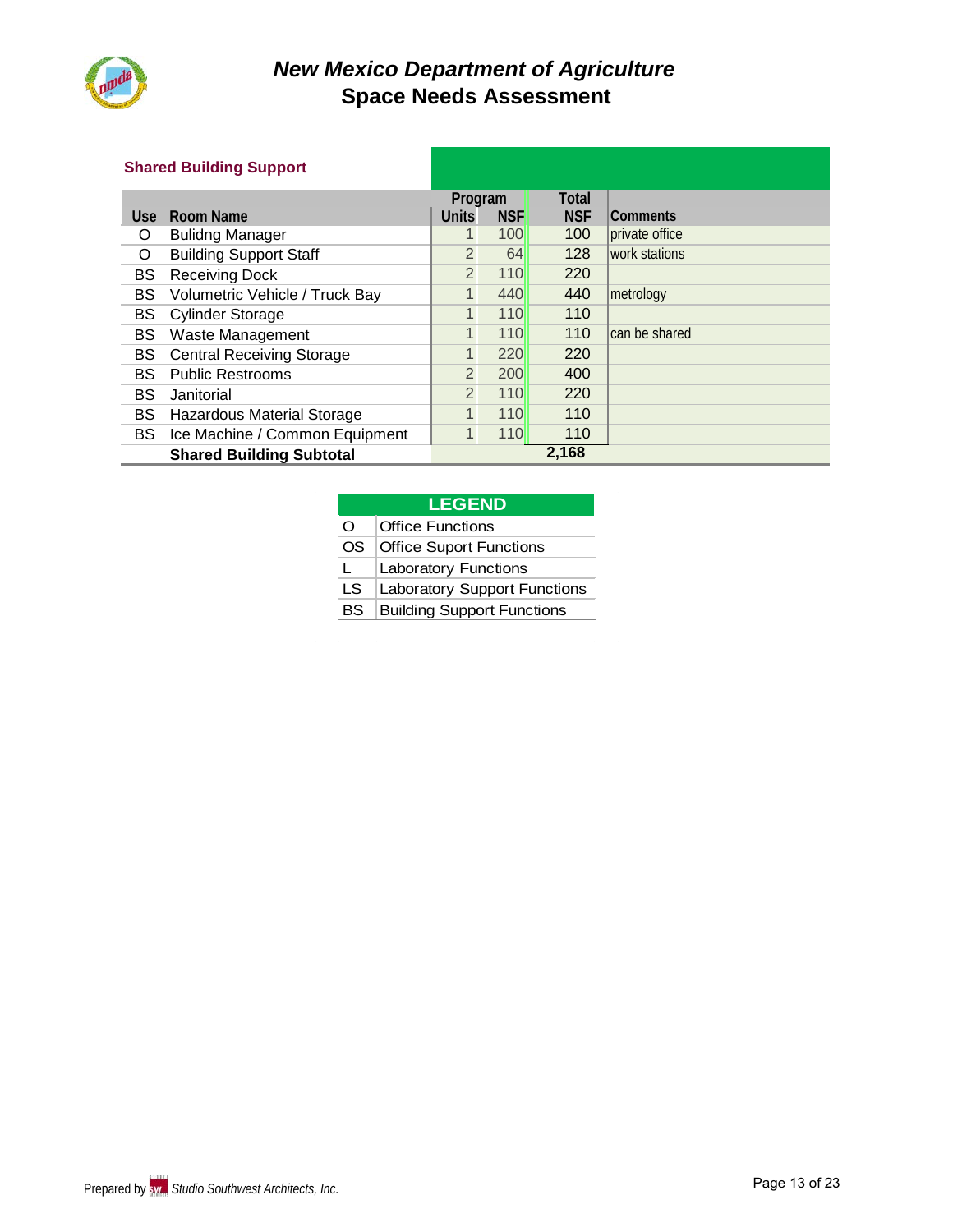# New Mexico Department of Agriculture
## Space Needs Assessment

### Shared Building Support

| Use | Room Name | Program Units | Program NSF | Total NSF | Comments |
|---|---|---|---|---|---|
| O | Bulidng Manager | 1 | 100 | 100 | private office |
| O | Building Support Staff | 2 | 64 | 128 | work stations |
| BS | Receiving Dock | 2 | 110 | 220 | |
| BS | Volumetric Vehicle / Truck Bay | 1 | 440 | 440 | metrology |
| BS | Cylinder Storage | 1 | 110 | 110 | |
| BS | Waste Management | 1 | 110 | 110 | can be shared |
| BS | Central Receiving Storage | 1 | 220 | 220 | |
| BS | Public Restrooms | 2 | 200 | 400 | |
| BS | Janitorial | 2 | 110 | 220 | |
| BS | Hazardous Material Storage | 1 | 110 | 110 | |
| BS | Ice Machine / Common Equipment | 1 | 110 | 110 | |
| | **Shared Building Subtotal** | | | **2,168** | |

| LEGEND | |
|---|---|
| O | Office Functions |
| OS | Office Suport Functions |
| L | Laboratory Functions |
| LS | Laboratory Support Functions |
| BS | Building Support Functions |

Prepared by *Studio Southwest Architects, Inc.*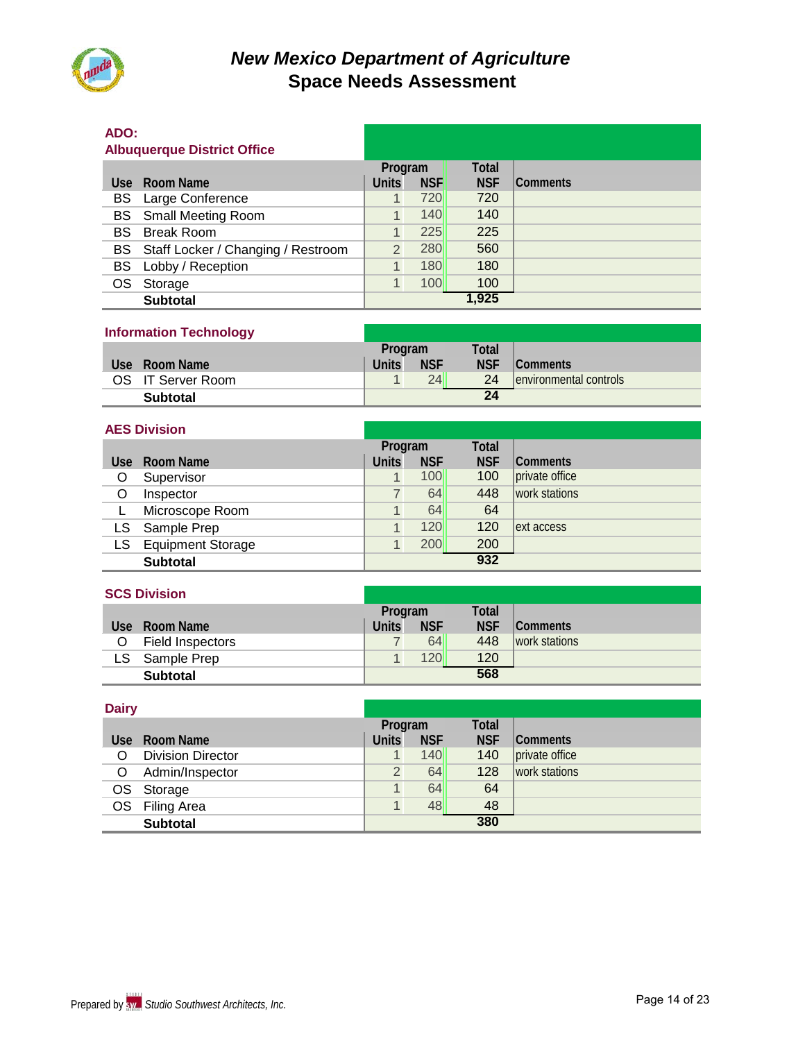# New Mexico Department of Agriculture
## Space Needs Assessment

### ADO: Albuquerque District Office

| Use | Room Name | Program Units | Program NSF | Total NSF | Comments |
|---|---|---|---|---|---|
| BS | Large Conference | 1 | 720 | 720 | |
| BS | Small Meeting Room | 1 | 140 | 140 | |
| BS | Break Room | 1 | 225 | 225 | |
| BS | Staff Locker / Changing / Restroom | 2 | 280 | 560 | |
| BS | Lobby / Reception | 1 | 180 | 180 | |
| OS | Storage | 1 | 100 | 100 | |
| | **Subtotal** | | | **1,925** | |

### Information Technology

| Use | Room Name | Program Units | Program NSF | Total NSF | Comments |
|---|---|---|---|---|---|
| OS | IT Server Room | 1 | 24 | 24 | environmental controls |
| | **Subtotal** | | | **24** | |

### AES Division

| Use | Room Name | Program Units | Program NSF | Total NSF | Comments |
|---|---|---|---|---|---|
| O | Supervisor | 1 | 100 | 100 | private office |
| O | Inspector | 7 | 64 | 448 | work stations |
| L | Microscope Room | 1 | 64 | 64 | |
| LS | Sample Prep | 1 | 120 | 120 | ext access |
| LS | Equipment Storage | 1 | 200 | 200 | |
| | **Subtotal** | | | **932** | |

### SCS Division

| Use | Room Name | Program Units | Program NSF | Total NSF | Comments |
|---|---|---|---|---|---|
| O | Field Inspectors | 7 | 64 | 448 | work stations |
| LS | Sample Prep | 1 | 120 | 120 | |
| | **Subtotal** | | | **568** | |

### Dairy

| Use | Room Name | Program Units | Program NSF | Total NSF | Comments |
|---|---|---|---|---|---|
| O | Division Director | 1 | 140 | 140 | private office |
| O | Admin/Inspector | 2 | 64 | 128 | work stations |
| OS | Storage | 1 | 64 | 64 | |
| OS | Filing Area | 1 | 48 | 48 | |
| | **Subtotal** | | | **380** | |

Prepared by *Studio Southwest Architects, Inc.*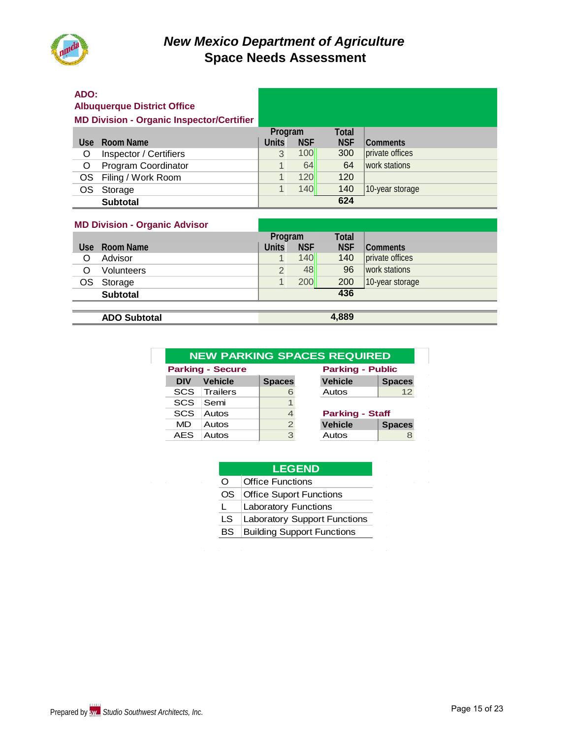# New Mexico Department of Agriculture
## Space Needs Assessment

### ADO:
### Albuquerque District Office
### MD Division - Organic Inspector/Certifier

| Use | Room Name | Program Units | Program NSF | Total NSF | Comments |
|---|---|---|---|---|---|
| O | Inspector / Certifiers | 3 | 100 | 300 | private offices |
| O | Program Coordinator | 1 | 64 | 64 | work stations |
| OS | Filing / Work Room | 1 | 120 | 120 | |
| OS | Storage | 1 | 140 | 140 | 10-year storage |
| | **Subtotal** | | | **624** | |

### MD Division - Organic Advisor

| Use | Room Name | Program Units | Program NSF | Total NSF | Comments |
|---|---|---|---|---|---|
| O | Advisor | 1 | 140 | 140 | private offices |
| O | Volunteers | 2 | 48 | 96 | work stations |
| OS | Storage | 1 | 200 | 200 | 10-year storage |
| | **Subtotal** | | | **436** | |

| | | | | | |
|---|---|---|---|---|---|
| | **ADO Subtotal** | | | **4,889** | |

### NEW PARKING SPACES REQUIRED

**Parking - Secure**

| DIV | Vehicle | Spaces |
|---|---|---|
| SCS | Trailers | 6 |
| SCS | Semi | 1 |
| SCS | Autos | 4 |
| MD | Autos | 2 |
| AES | Autos | 3 |

**Parking - Public**

| Vehicle | Spaces |
|---|---|
| Autos | 12 |

**Parking - Staff**

| Vehicle | Spaces |
|---|---|
| Autos | 8 |

### LEGEND

| | |
|---|---|
| O | Office Functions |
| OS | Office Suport Functions |
| L | Laboratory Functions |
| LS | Laboratory Support Functions |
| BS | Building Support Functions |

Prepared by *Studio Southwest Architects, Inc.*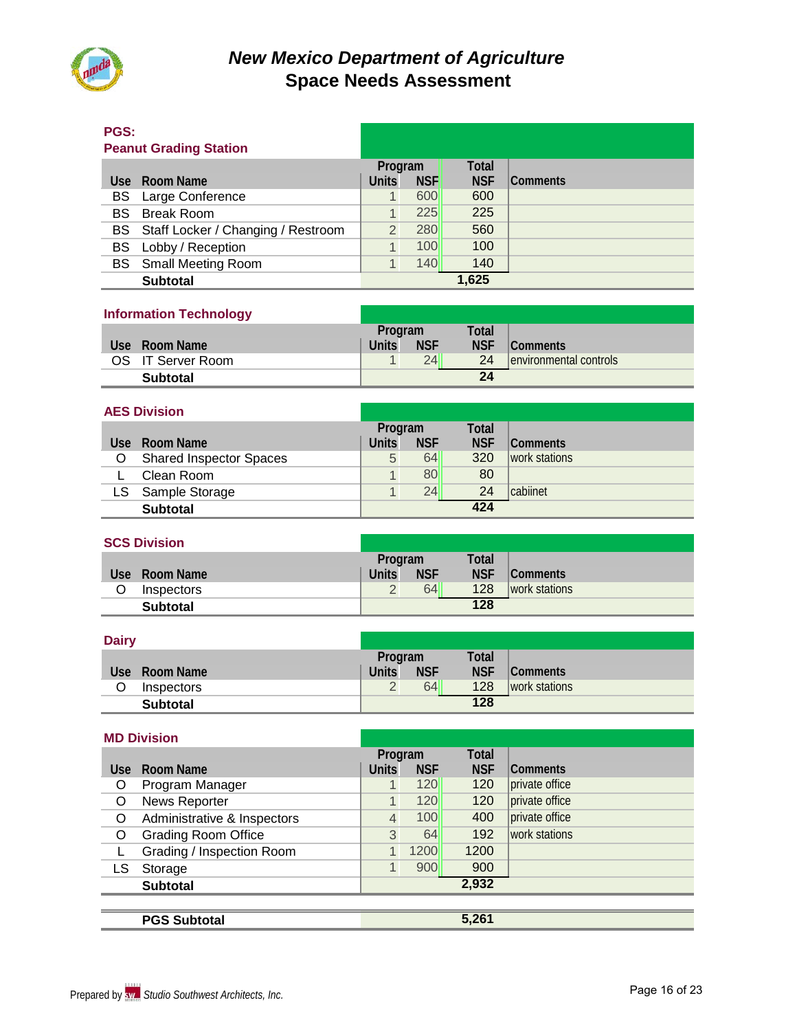# New Mexico Department of Agriculture
## Space Needs Assessment

### PGS: Peanut Grading Station

| Use | Room Name | Program Units | Program NSF | Total NSF | Comments |
|---|---|---|---|---|---|
| BS | Large Conference | 1 | 600 | 600 | |
| BS | Break Room | 1 | 225 | 225 | |
| BS | Staff Locker / Changing / Restroom | 2 | 280 | 560 | |
| BS | Lobby / Reception | 1 | 100 | 100 | |
| BS | Small Meeting Room | 1 | 140 | 140 | |
| | **Subtotal** | | | **1,625** | |

### Information Technology

| Use | Room Name | Program Units | Program NSF | Total NSF | Comments |
|---|---|---|---|---|---|
| OS | IT Server Room | 1 | 24 | 24 | environmental controls |
| | **Subtotal** | | | **24** | |

### AES Division

| Use | Room Name | Program Units | Program NSF | Total NSF | Comments |
|---|---|---|---|---|---|
| O | Shared Inspector Spaces | 5 | 64 | 320 | work stations |
| L | Clean Room | 1 | 80 | 80 | |
| LS | Sample Storage | 1 | 24 | 24 | cabiinet |
| | **Subtotal** | | | **424** | |

### SCS Division

| Use | Room Name | Program Units | Program NSF | Total NSF | Comments |
|---|---|---|---|---|---|
| O | Inspectors | 2 | 64 | 128 | work stations |
| | **Subtotal** | | | **128** | |

### Dairy

| Use | Room Name | Program Units | Program NSF | Total NSF | Comments |
|---|---|---|---|---|---|
| O | Inspectors | 2 | 64 | 128 | work stations |
| | **Subtotal** | | | **128** | |

### MD Division

| Use | Room Name | Program Units | Program NSF | Total NSF | Comments |
|---|---|---|---|---|---|
| O | Program Manager | 1 | 120 | 120 | private office |
| O | News Reporter | 1 | 120 | 120 | private office |
| O | Administrative & Inspectors | 4 | 100 | 400 | private office |
| O | Grading Room Office | 3 | 64 | 192 | work stations |
| L | Grading / Inspection Room | 1 | 1200 | 1200 | |
| LS | Storage | 1 | 900 | 900 | |
| | **Subtotal** | | | **2,932** | |

| | | Total NSF |
|---|---|---|
| | **PGS Subtotal** | **5,261** |

Prepared by *Studio Southwest Architects, Inc.*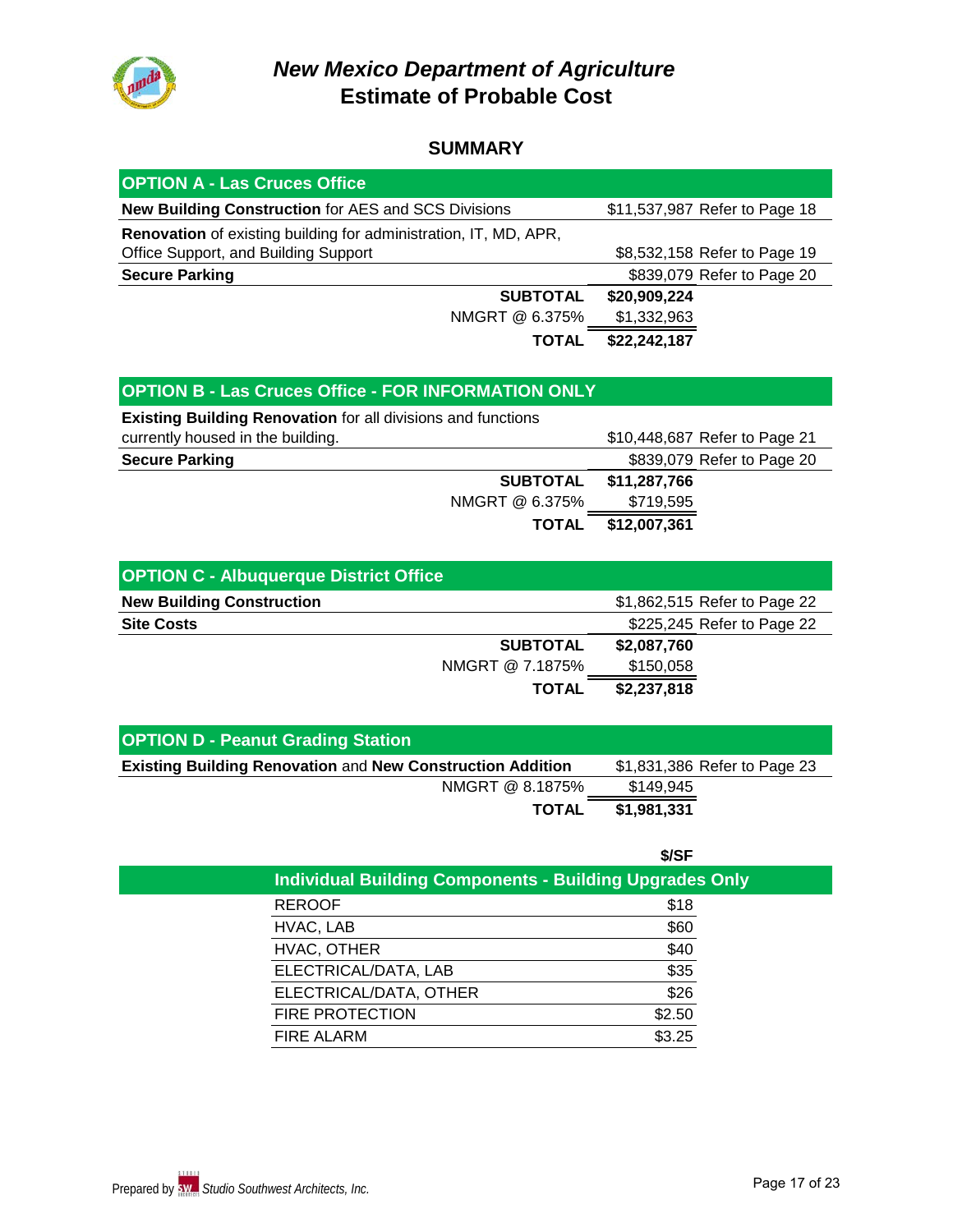# New Mexico Department of Agriculture
# Estimate of Probable Cost

## SUMMARY

| OPTION A - Las Cruces Office | | |
|---|---|---|
| **New Building Construction** for AES and SCS Divisions | $11,537,987 | Refer to Page 18 |
| **Renovation** of existing building for administration, IT, MD, APR, Office Support, and Building Support | $8,532,158 | Refer to Page 19 |
| **Secure Parking** | $839,079 | Refer to Page 20 |
| **SUBTOTAL** | **$20,909,224** | |
| NMGRT @ 6.375% | $1,332,963 | |
| **TOTAL** | **$22,242,187** | |

| OPTION B - Las Cruces Office - FOR INFORMATION ONLY | | |
|---|---|---|
| **Existing Building Renovation** for all divisions and functions currently housed in the building. | $10,448,687 | Refer to Page 21 |
| **Secure Parking** | $839,079 | Refer to Page 20 |
| **SUBTOTAL** | **$11,287,766** | |
| NMGRT @ 6.375% | $719,595 | |
| **TOTAL** | **$12,007,361** | |

| OPTION C - Albuquerque District Office | | |
|---|---|---|
| **New Building Construction** | $1,862,515 | Refer to Page 22 |
| **Site Costs** | $225,245 | Refer to Page 22 |
| **SUBTOTAL** | **$2,087,760** | |
| NMGRT @ 7.1875% | $150,058 | |
| **TOTAL** | **$2,237,818** | |

| OPTION D - Peanut Grading Station | | |
|---|---|---|
| **Existing Building Renovation** and **New Construction Addition** | $1,831,386 | Refer to Page 23 |
| NMGRT @ 8.1875% | $149,945 | |
| **TOTAL** | **$1,981,331** | |

| Individual Building Components - Building Upgrades Only | $/SF |
|---|---|
| REROOF | $18 |
| HVAC, LAB | $60 |
| HVAC, OTHER | $40 |
| ELECTRICAL/DATA, LAB | $35 |
| ELECTRICAL/DATA, OTHER | $26 |
| FIRE PROTECTION | $2.50 |
| FIRE ALARM | $3.25 |

Prepared by *Studio Southwest Architects, Inc.*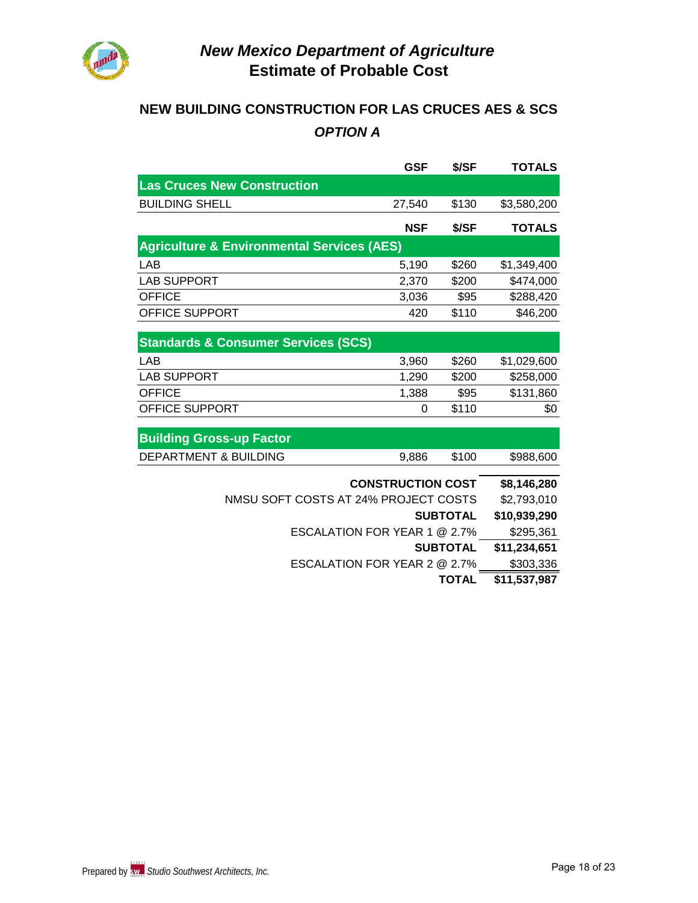# *New Mexico Department of Agriculture*
# Estimate of Probable Cost

## NEW BUILDING CONSTRUCTION FOR LAS CRUCES AES & SCS

### *OPTION A*

| | GSF | $/SF | TOTALS |
|---|---|---|---|
| **Las Cruces New Construction** | | | |
| BUILDING SHELL | 27,540 | $130 | $3,580,200 |
| | **NSF** | **$/SF** | **TOTALS** |
| **Agriculture & Environmental Services (AES)** | | | |
| LAB | 5,190 | $260 | $1,349,400 |
| LAB SUPPORT | 2,370 | $200 | $474,000 |
| OFFICE | 3,036 | $95 | $288,420 |
| OFFICE SUPPORT | 420 | $110 | $46,200 |
| **Standards & Consumer Services (SCS)** | | | |
| LAB | 3,960 | $260 | $1,029,600 |
| LAB SUPPORT | 1,290 | $200 | $258,000 |
| OFFICE | 1,388 | $95 | $131,860 |
| OFFICE SUPPORT | 0 | $110 | $0 |
| **Building Gross-up Factor** | | | |
| DEPARTMENT & BUILDING | 9,886 | $100 | $988,600 |

| | |
|---|---|
| **CONSTRUCTION COST** | **$8,146,280** |
| NMSU SOFT COSTS AT 24% PROJECT COSTS | $2,793,010 |
| **SUBTOTAL** | **$10,939,290** |
| ESCALATION FOR YEAR 1 @ 2.7% | $295,361 |
| **SUBTOTAL** | **$11,234,651** |
| ESCALATION FOR YEAR 2 @ 2.7% | $303,336 |
| **TOTAL** | **$11,537,987** |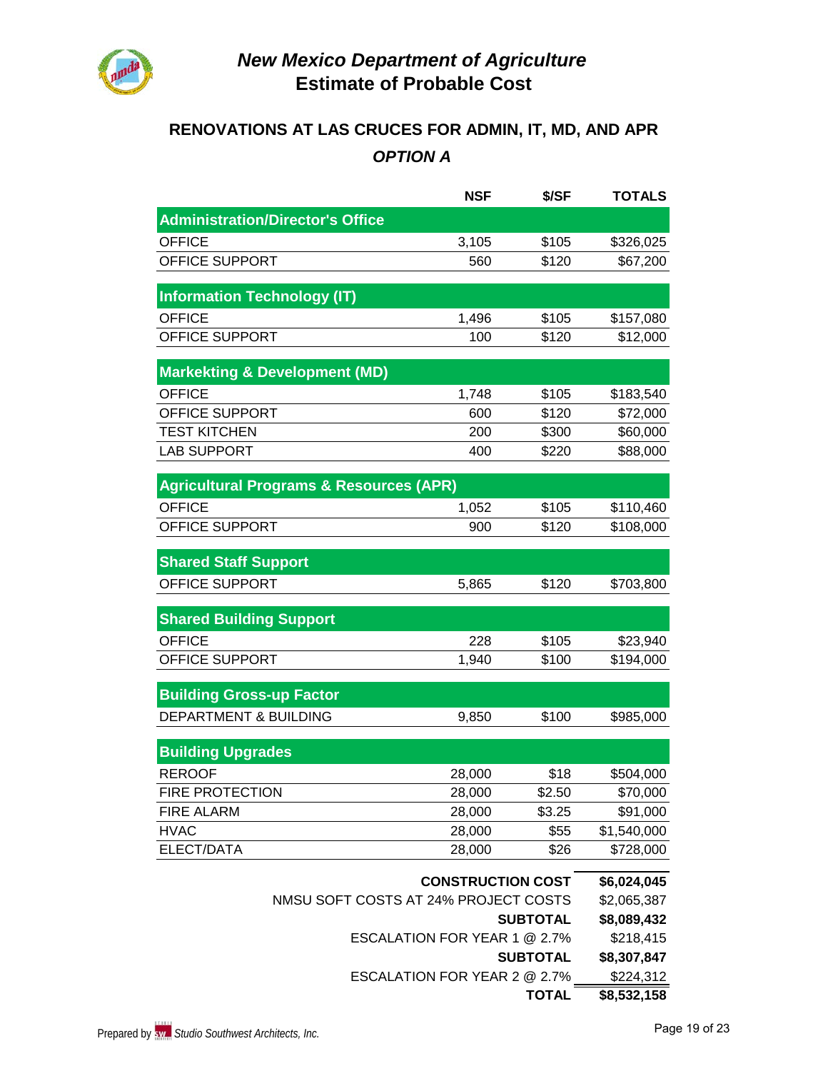# *New Mexico Department of Agriculture*
# Estimate of Probable Cost

## RENOVATIONS AT LAS CRUCES FOR ADMIN, IT, MD, AND APR

### *OPTION A*

| | NSF | $/SF | TOTALS |
|---|---|---|---|
| **Administration/Director's Office** | | | |
| OFFICE | 3,105 | $105 | $326,025 |
| OFFICE SUPPORT | 560 | $120 | $67,200 |
| **Information Technology (IT)** | | | |
| OFFICE | 1,496 | $105 | $157,080 |
| OFFICE SUPPORT | 100 | $120 | $12,000 |
| **Markekting & Development (MD)** | | | |
| OFFICE | 1,748 | $105 | $183,540 |
| OFFICE SUPPORT | 600 | $120 | $72,000 |
| TEST KITCHEN | 200 | $300 | $60,000 |
| LAB SUPPORT | 400 | $220 | $88,000 |
| **Agricultural Programs & Resources (APR)** | | | |
| OFFICE | 1,052 | $105 | $110,460 |
| OFFICE SUPPORT | 900 | $120 | $108,000 |
| **Shared Staff Support** | | | |
| OFFICE SUPPORT | 5,865 | $120 | $703,800 |
| **Shared Building Support** | | | |
| OFFICE | 228 | $105 | $23,940 |
| OFFICE SUPPORT | 1,940 | $100 | $194,000 |
| **Building Gross-up Factor** | | | |
| DEPARTMENT & BUILDING | 9,850 | $100 | $985,000 |
| **Building Upgrades** | | | |
| REROOF | 28,000 | $18 | $504,000 |
| FIRE PROTECTION | 28,000 | $2.50 | $70,000 |
| FIRE ALARM | 28,000 | $3.25 | $91,000 |
| HVAC | 28,000 | $55 | $1,540,000 |
| ELECT/DATA | 28,000 | $26 | $728,000 |

| | |
|---|---|
| **CONSTRUCTION COST** | **$6,024,045** |
| NMSU SOFT COSTS AT 24% PROJECT COSTS | $2,065,387 |
| **SUBTOTAL** | **$8,089,432** |
| ESCALATION FOR YEAR 1 @ 2.7% | $218,415 |
| **SUBTOTAL** | **$8,307,847** |
| ESCALATION FOR YEAR 2 @ 2.7% | $224,312 |
| **TOTAL** | **$8,532,158** |

Prepared by *Studio Southwest Architects, Inc.*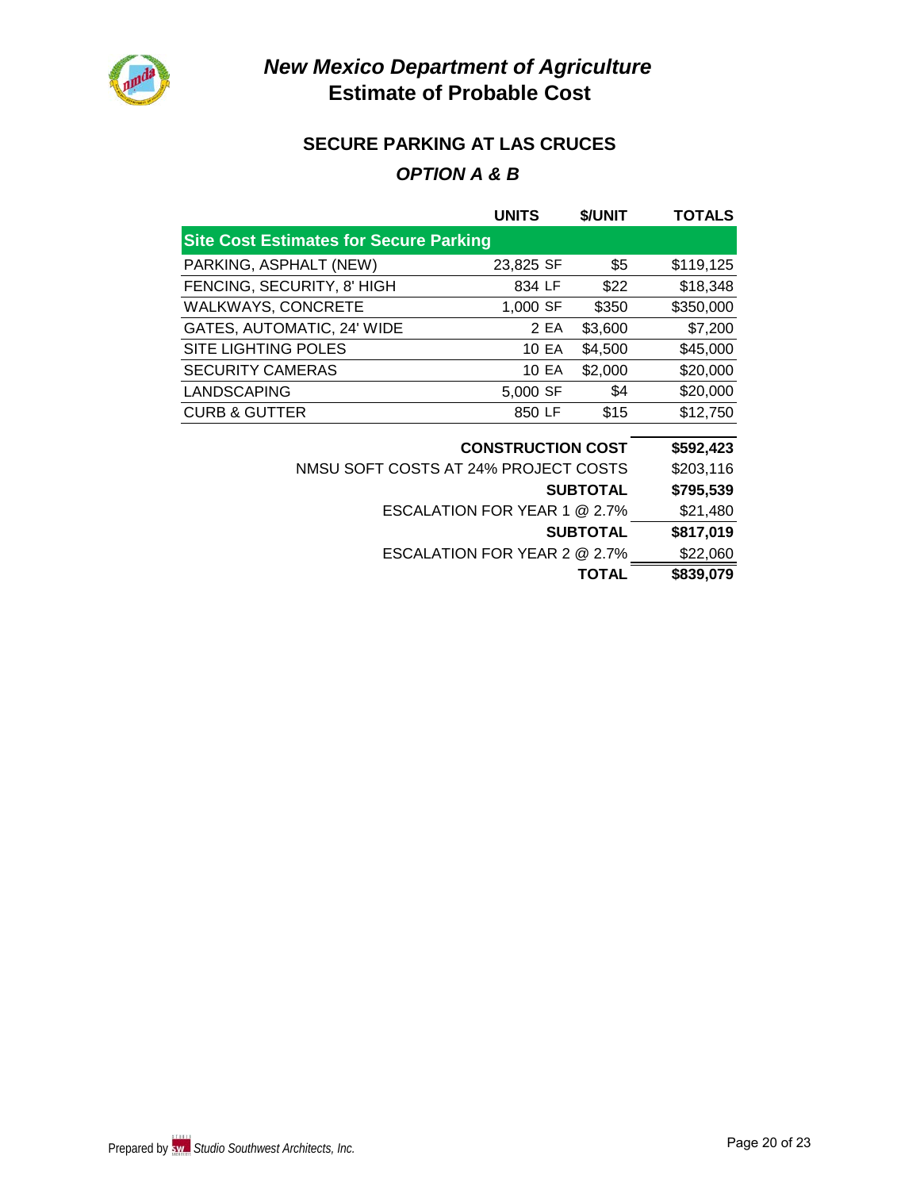# *New Mexico Department of Agriculture*
# Estimate of Probable Cost

## SECURE PARKING AT LAS CRUCES

### *OPTION A & B*

| | UNITS | | $/UNIT | TOTALS |
|---|---|---|---|---|
| **Site Cost Estimates for Secure Parking** | | | | |
| PARKING, ASPHALT (NEW) | 23,825 | SF | $5 | $119,125 |
| FENCING, SECURITY, 8' HIGH | 834 | LF | $22 | $18,348 |
| WALKWAYS, CONCRETE | 1,000 | SF | $350 | $350,000 |
| GATES, AUTOMATIC, 24' WIDE | 2 | EA | $3,600 | $7,200 |
| SITE LIGHTING POLES | 10 | EA | $4,500 | $45,000 |
| SECURITY CAMERAS | 10 | EA | $2,000 | $20,000 |
| LANDSCAPING | 5,000 | SF | $4 | $20,000 |
| CURB & GUTTER | 850 | LF | $15 | $12,750 |
| | | | **CONSTRUCTION COST** | **$592,423** |
| | | | NMSU SOFT COSTS AT 24% PROJECT COSTS | $203,116 |
| | | | **SUBTOTAL** | **$795,539** |
| | | | ESCALATION FOR YEAR 1 @ 2.7% | $21,480 |
| | | | **SUBTOTAL** | **$817,019** |
| | | | ESCALATION FOR YEAR 2 @ 2.7% | $22,060 |
| | | | **TOTAL** | **$839,079** |

Prepared by *Studio Southwest Architects, Inc.*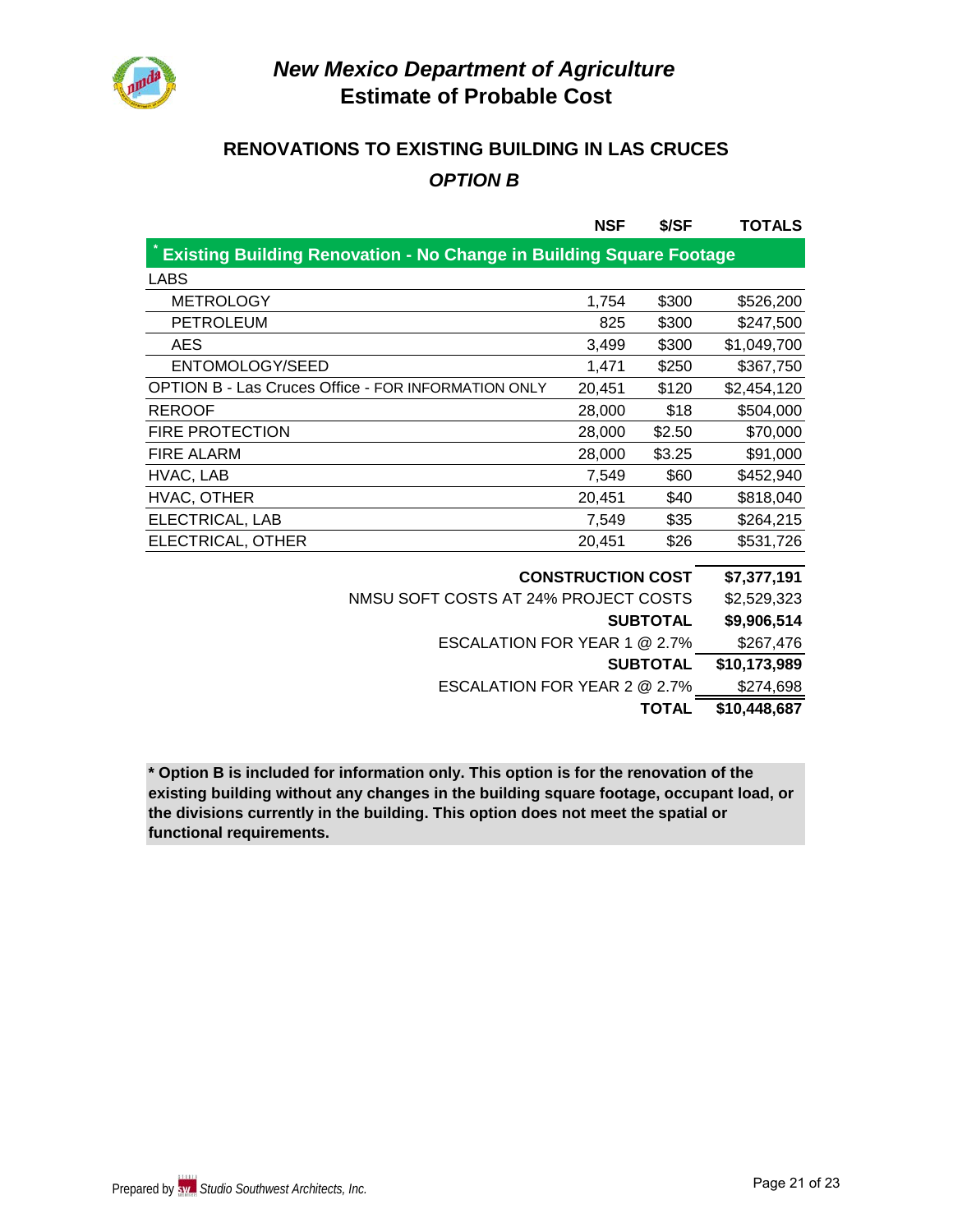# New Mexico Department of Agriculture
## Estimate of Probable Cost

### RENOVATIONS TO EXISTING BUILDING IN LAS CRUCES
### OPTION B

| | NSF | $/SF | TOTALS |
|---|---|---|---|
| **[*] Existing Building Renovation - No Change in Building Square Footage** | | | |
| LABS | | | |
| METROLOGY | 1,754 | $300 | $526,200 |
| PETROLEUM | 825 | $300 | $247,500 |
| AES | 3,499 | $300 | $1,049,700 |
| ENTOMOLOGY/SEED | 1,471 | $250 | $367,750 |
| OPTION B - Las Cruces Office - FOR INFORMATION ONLY | 20,451 | $120 | $2,454,120 |
| REROOF | 28,000 | $18 | $504,000 |
| FIRE PROTECTION | 28,000 | $2.50 | $70,000 |
| FIRE ALARM | 28,000 | $3.25 | $91,000 |
| HVAC, LAB | 7,549 | $60 | $452,940 |
| HVAC, OTHER | 20,451 | $40 | $818,040 |
| ELECTRICAL, LAB | 7,549 | $35 | $264,215 |
| ELECTRICAL, OTHER | 20,451 | $26 | $531,726 |
| | | **CONSTRUCTION COST** | **$7,377,191** |
| | | NMSU SOFT COSTS AT 24% PROJECT COSTS | $2,529,323 |
| | | **SUBTOTAL** | **$9,906,514** |
| | | ESCALATION FOR YEAR 1 @ 2.7% | $267,476 |
| | | **SUBTOTAL** | **$10,173,989** |
| | | ESCALATION FOR YEAR 2 @ 2.7% | $274,698 |
| | | **TOTAL** | **$10,448,687** |

**\* Option B is included for information only. This option is for the renovation of the existing building without any changes in the building square footage, occupant load, or the divisions currently in the building. This option does not meet the spatial or functional requirements.**

Prepared by *Studio Southwest Architects, Inc.*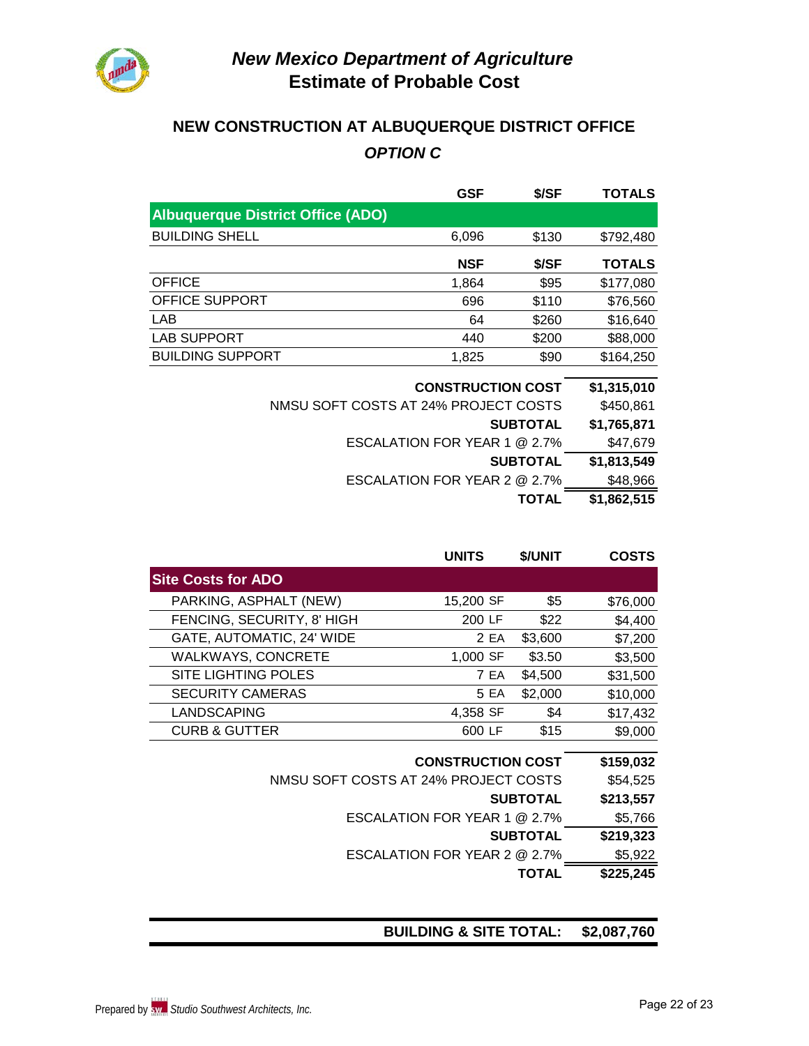# *New Mexico Department of Agriculture*

# Estimate of Probable Cost

## NEW CONSTRUCTION AT ALBUQUERQUE DISTRICT OFFICE

### *OPTION C*

| | GSF | $/SF | TOTALS |
|---|---|---|---|
| **Albuquerque District Office (ADO)** | | | |
| BUILDING SHELL | 6,096 | $130 | $792,480 |
| | **NSF** | **$/SF** | **TOTALS** |
| OFFICE | 1,864 | $95 | $177,080 |
| OFFICE SUPPORT | 696 | $110 | $76,560 |
| LAB | 64 | $260 | $16,640 |
| LAB SUPPORT | 440 | $200 | $88,000 |
| BUILDING SUPPORT | 1,825 | $90 | $164,250 |
| | | **CONSTRUCTION COST** | **$1,315,010** |
| | | NMSU SOFT COSTS AT 24% PROJECT COSTS | $450,861 |
| | | **SUBTOTAL** | **$1,765,871** |
| | | ESCALATION FOR YEAR 1 @ 2.7% | $47,679 |
| | | **SUBTOTAL** | **$1,813,549** |
| | | ESCALATION FOR YEAR 2 @ 2.7% | $48,966 |
| | | **TOTAL** | **$1,862,515** |

| | UNITS | | $/UNIT | COSTS |
|---|---|---|---|---|
| **Site Costs for ADO** | | | | |
| PARKING, ASPHALT (NEW) | 15,200 | SF | $5 | $76,000 |
| FENCING, SECURITY, 8' HIGH | 200 | LF | $22 | $4,400 |
| GATE, AUTOMATIC, 24' WIDE | 2 | EA | $3,600 | $7,200 |
| WALKWAYS, CONCRETE | 1,000 | SF | $3.50 | $3,500 |
| SITE LIGHTING POLES | 7 | EA | $4,500 | $31,500 |
| SECURITY CAMERAS | 5 | EA | $2,000 | $10,000 |
| LANDSCAPING | 4,358 | SF | $4 | $17,432 |
| CURB & GUTTER | 600 | LF | $15 | $9,000 |
| | | | **CONSTRUCTION COST** | **$159,032** |
| | | | NMSU SOFT COSTS AT 24% PROJECT COSTS | $54,525 |
| | | | **SUBTOTAL** | **$213,557** |
| | | | ESCALATION FOR YEAR 1 @ 2.7% | $5,766 |
| | | | **SUBTOTAL** | **$219,323** |
| | | | ESCALATION FOR YEAR 2 @ 2.7% | $5,922 |
| | | | **TOTAL** | **$225,245** |

**BUILDING & SITE TOTAL: $2,087,760**

Prepared by *Studio Southwest Architects, Inc.*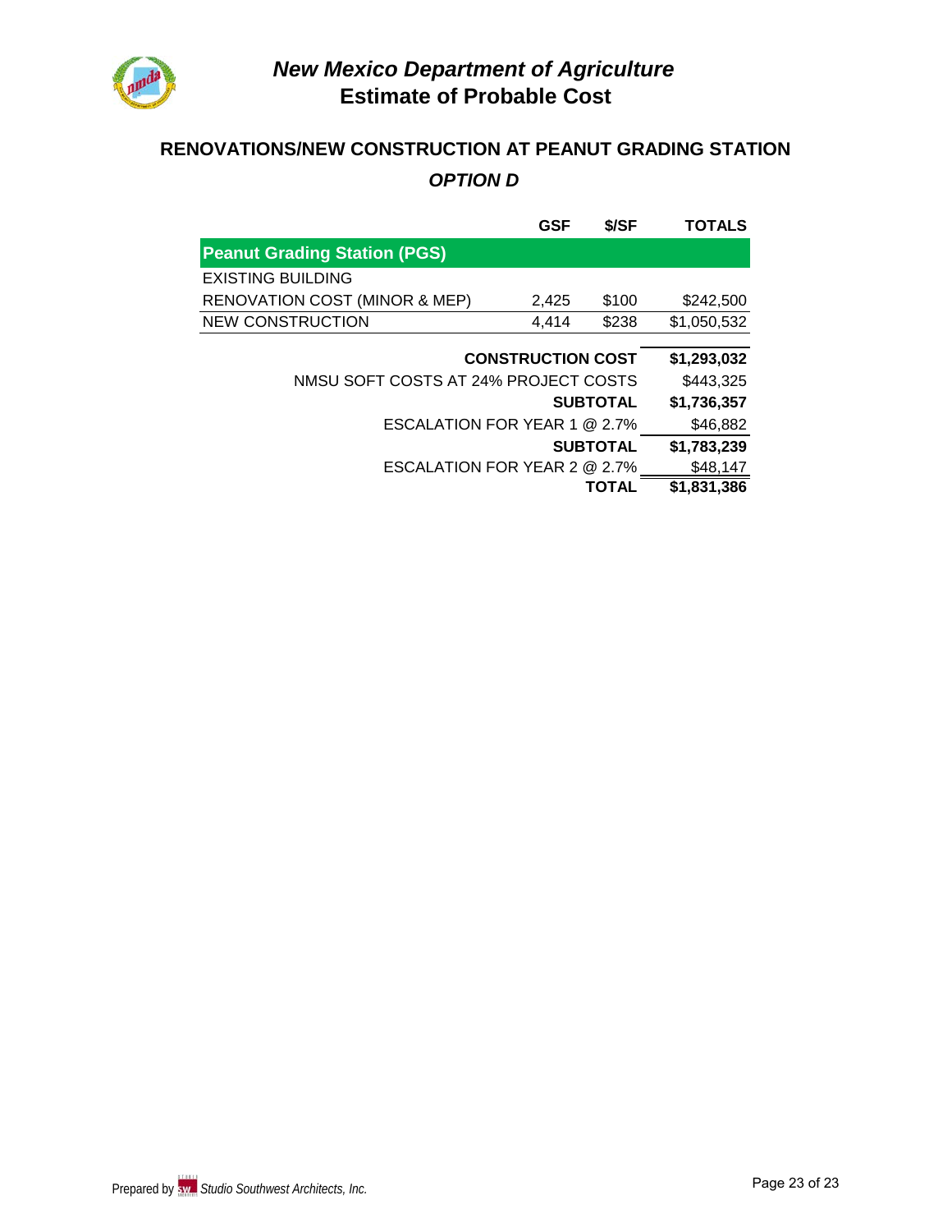# *New Mexico Department of Agriculture*
# Estimate of Probable Cost

## RENOVATIONS/NEW CONSTRUCTION AT PEANUT GRADING STATION

### *OPTION D*

| | GSF | $/SF | TOTALS |
|---|---|---|---|
| **Peanut Grading Station (PGS)** | | | |
| EXISTING BUILDING | | | |
| RENOVATION COST (MINOR & MEP) | 2,425 | $100 | $242,500 |
| NEW CONSTRUCTION | 4,414 | $238 | $1,050,532 |
| | | **CONSTRUCTION COST** | **$1,293,032** |
| | | NMSU SOFT COSTS AT 24% PROJECT COSTS | $443,325 |
| | | **SUBTOTAL** | **$1,736,357** |
| | | ESCALATION FOR YEAR 1 @ 2.7% | $46,882 |
| | | **SUBTOTAL** | **$1,783,239** |
| | | ESCALATION FOR YEAR 2 @ 2.7% | $48,147 |
| | | **TOTAL** | **$1,831,386** |

Prepared by *Studio Southwest Architects, Inc.*